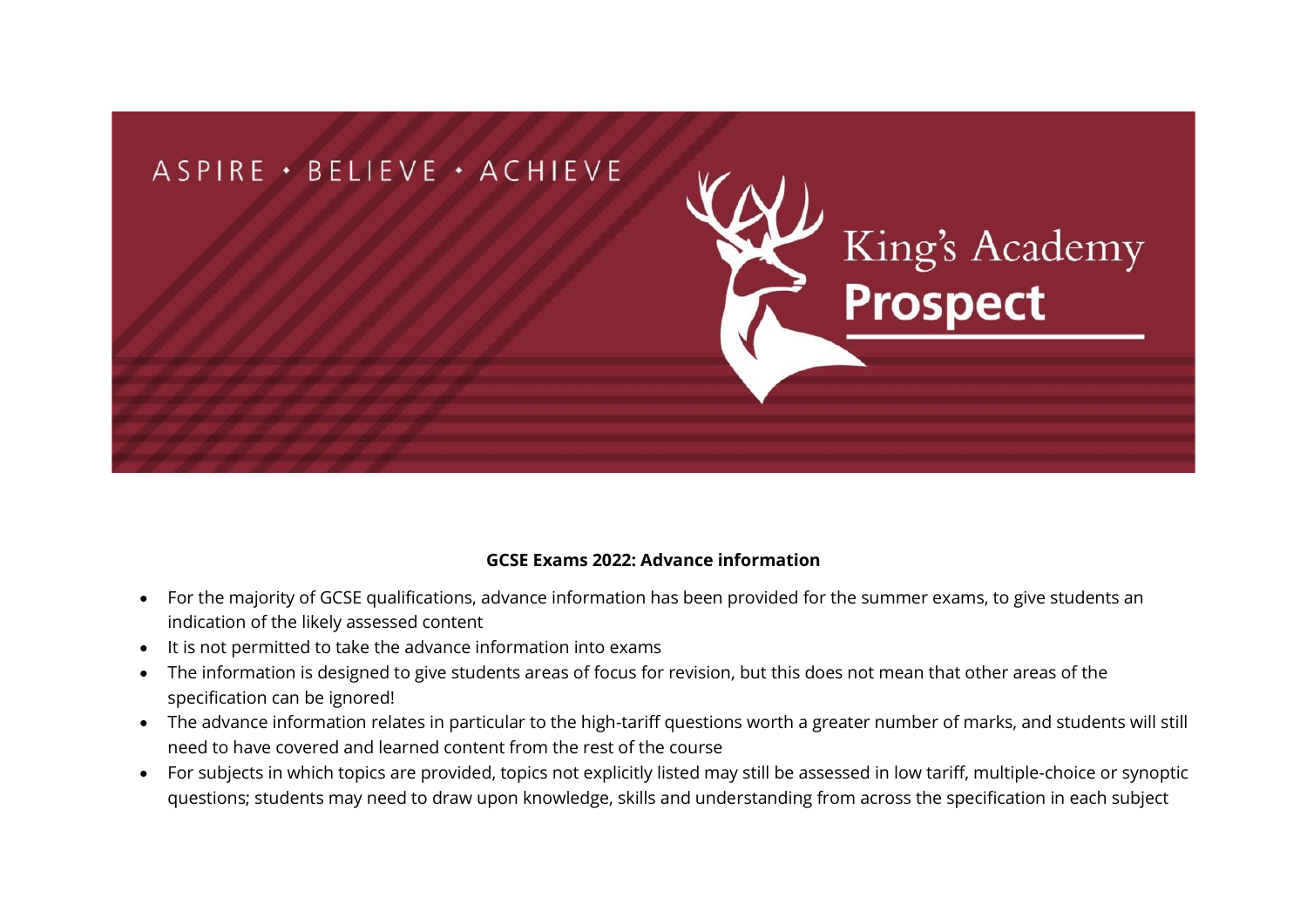ASPIRE • BELIEVE • ACHIEVE

King's Academy
**Prospect**

**GCSE Exams 2022: Advance information**

- For the majority of GCSE qualifications, advance information has been provided for the summer exams, to give students an indication of the likely assessed content
- It is not permitted to take the advance information into exams
- The information is designed to give students areas of focus for revision, but this does not mean that other areas of the specification can be ignored!
- The advance information relates in particular to the high-tariff questions worth a greater number of marks, and students will still need to have covered and learned content from the rest of the course
- For subjects in which topics are provided, topics not explicitly listed may still be assessed in low tariff, multiple-choice or synoptic questions; students may need to draw upon knowledge, skills and understanding from across the specification in each subject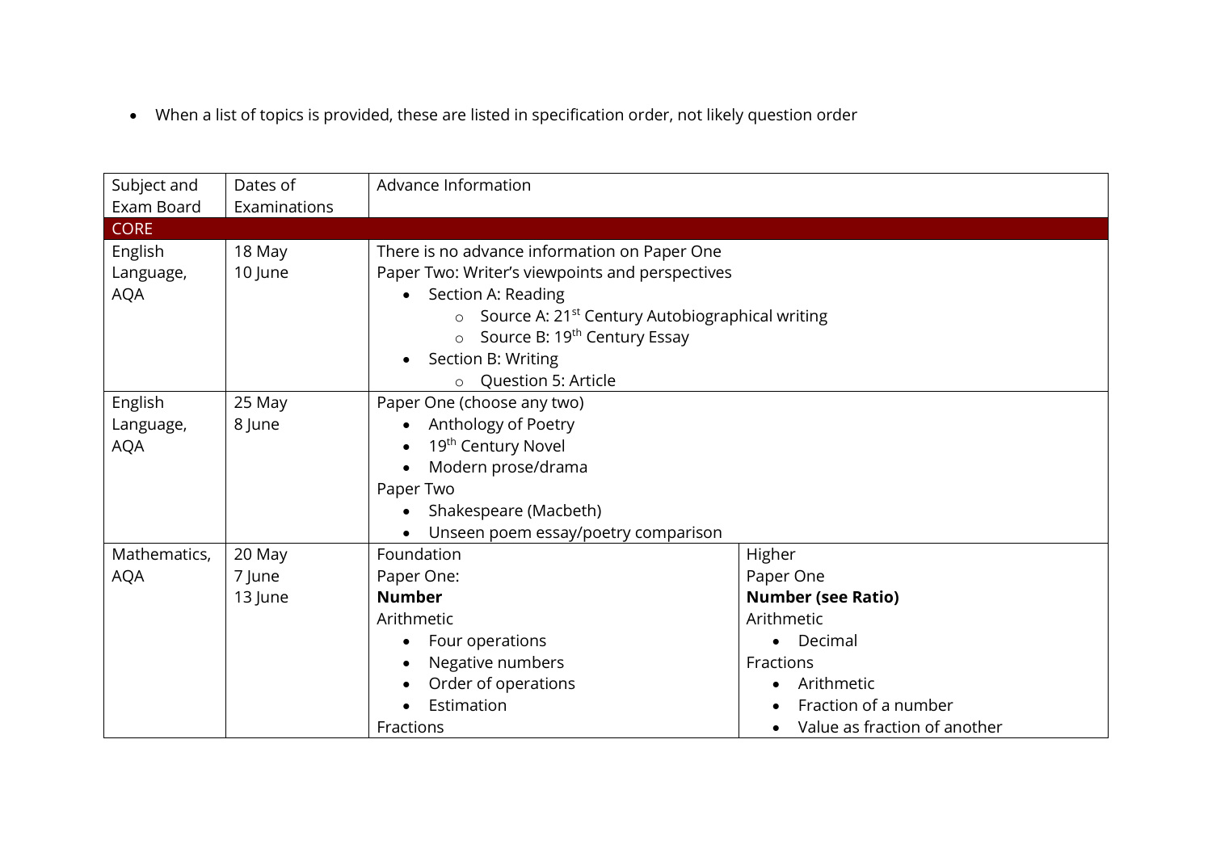- When a list of topics is provided, these are listed in specification order, not likely question order

| Subject and Exam Board | Dates of Examinations | Advance Information | |
|---|---|---|---|
| CORE | | | |
| English Language, AQA | 18 May<br>10 June | There is no advance information on Paper One<br>Paper Two: Writer's viewpoints and perspectives<br>• Section A: Reading<br>&nbsp;&nbsp;&nbsp;&nbsp;○ Source A: 21st Century Autobiographical writing<br>&nbsp;&nbsp;&nbsp;&nbsp;○ Source B: 19th Century Essay<br>• Section B: Writing<br>&nbsp;&nbsp;&nbsp;&nbsp;○ Question 5: Article | |
| English Language, AQA | 25 May<br>8 June | Paper One (choose any two)<br>• Anthology of Poetry<br>• 19th Century Novel<br>• Modern prose/drama<br>Paper Two<br>• Shakespeare (Macbeth)<br>• Unseen poem essay/poetry comparison | |
| Mathematics, AQA | 20 May<br>7 June<br>13 June | Foundation<br>Paper One:<br>**Number**<br>Arithmetic<br>• Four operations<br>• Negative numbers<br>• Order of operations<br>• Estimation<br>Fractions | Higher<br>Paper One<br>**Number (see Ratio)**<br>Arithmetic<br>• Decimal<br>Fractions<br>• Arithmetic<br>• Fraction of a number<br>• Value as fraction of another |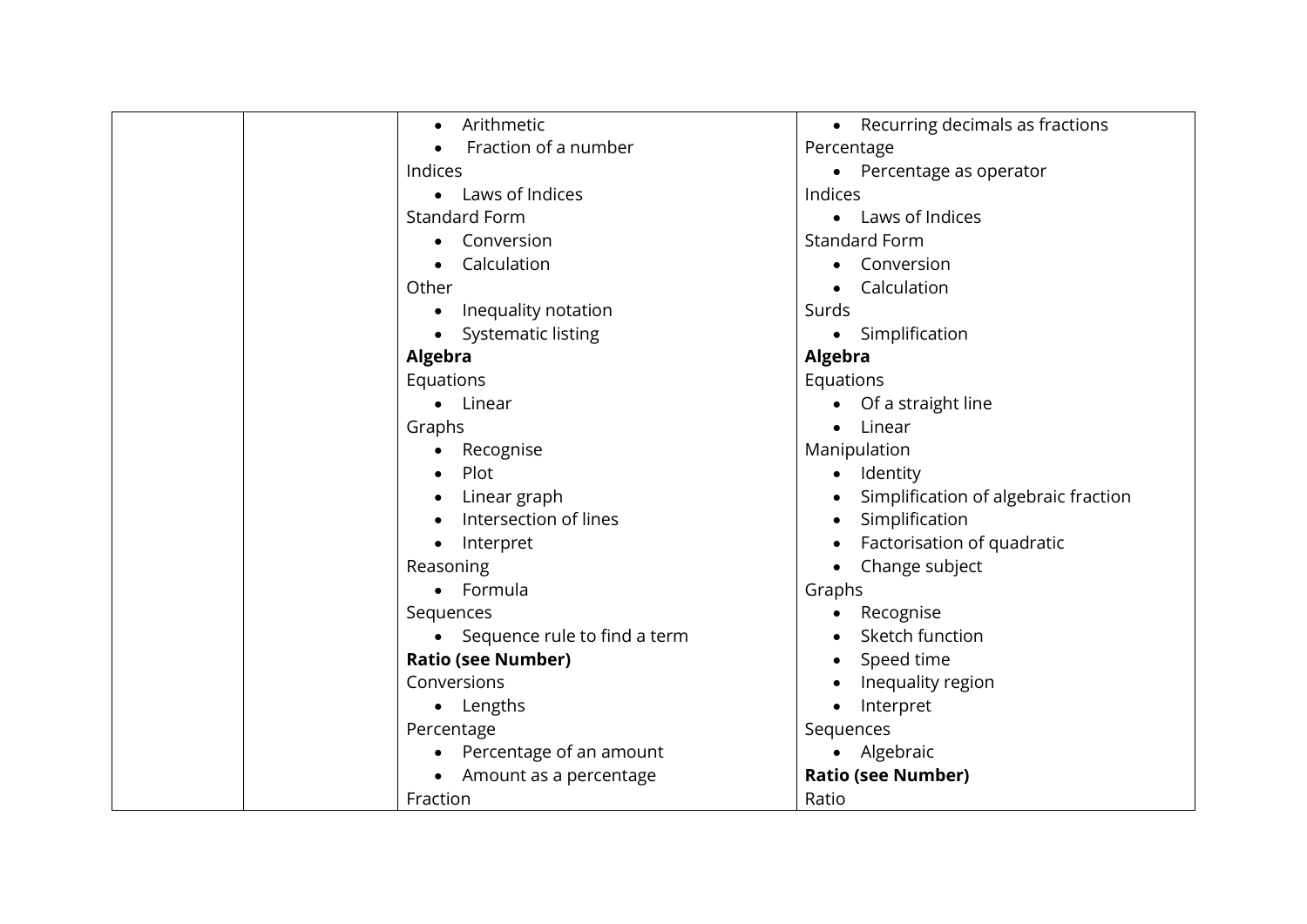| | | • Arithmetic<br>• Fraction of a number<br>Indices<br>• Laws of Indices<br>Standard Form<br>• Conversion<br>• Calculation<br>Other<br>• Inequality notation<br>• Systematic listing<br>**Algebra**<br>Equations<br>• Linear<br>Graphs<br>• Recognise<br>• Plot<br>• Linear graph<br>• Intersection of lines<br>• Interpret<br>Reasoning<br>• Formula<br>Sequences<br>• Sequence rule to find a term<br>**Ratio (see Number)**<br>Conversions<br>• Lengths<br>Percentage<br>• Percentage of an amount<br>• Amount as a percentage<br>Fraction | • Recurring decimals as fractions<br>Percentage<br>• Percentage as operator<br>Indices<br>• Laws of Indices<br>Standard Form<br>• Conversion<br>• Calculation<br>Surds<br>• Simplification<br>**Algebra**<br>Equations<br>• Of a straight line<br>• Linear<br>Manipulation<br>• Identity<br>• Simplification of algebraic fraction<br>• Simplification<br>• Factorisation of quadratic<br>• Change subject<br>Graphs<br>• Recognise<br>• Sketch function<br>• Speed time<br>• Inequality region<br>• Interpret<br>Sequences<br>• Algebraic<br>**Ratio (see Number)**<br>Ratio |
|---|---|---|---|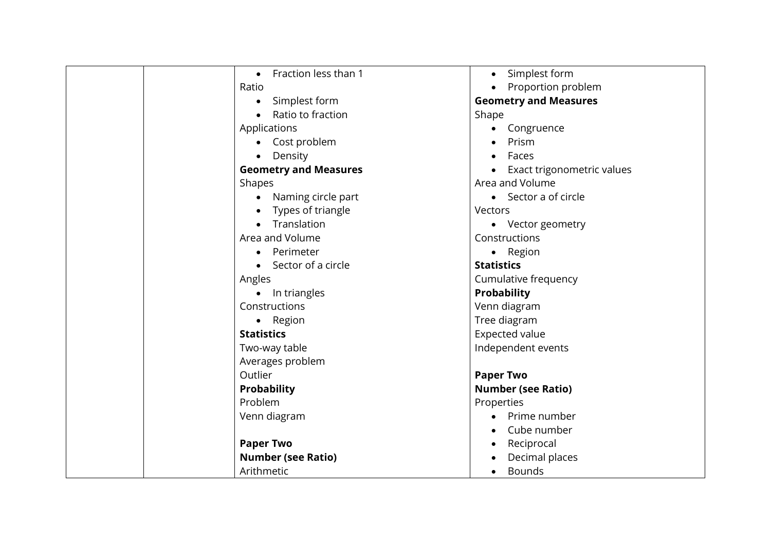| | | • Fraction less than 1<br>Ratio<br>• Simplest form<br>• Ratio to fraction<br>Applications<br>• Cost problem<br>• Density<br>**Geometry and Measures**<br>Shapes<br>• Naming circle part<br>• Types of triangle<br>• Translation<br>Area and Volume<br>• Perimeter<br>• Sector of a circle<br>Angles<br>• In triangles<br>Constructions<br>• Region<br>**Statistics**<br>Two-way table<br>Averages problem<br>Outlier<br>**Probability**<br>Problem<br>Venn diagram<br><br>**Paper Two**<br>**Number (see Ratio)**<br>Arithmetic | • Simplest form<br>• Proportion problem<br>**Geometry and Measures**<br>Shape<br>• Congruence<br>• Prism<br>• Faces<br>• Exact trigonometric values<br>Area and Volume<br>• Sector a of circle<br>Vectors<br>• Vector geometry<br>Constructions<br>• Region<br>**Statistics**<br>Cumulative frequency<br>**Probability**<br>Venn diagram<br>Tree diagram<br>Expected value<br>Independent events<br><br>**Paper Two**<br>**Number (see Ratio)**<br>Properties<br>• Prime number<br>• Cube number<br>• Reciprocal<br>• Decimal places<br>• Bounds |
|---|---|---|---|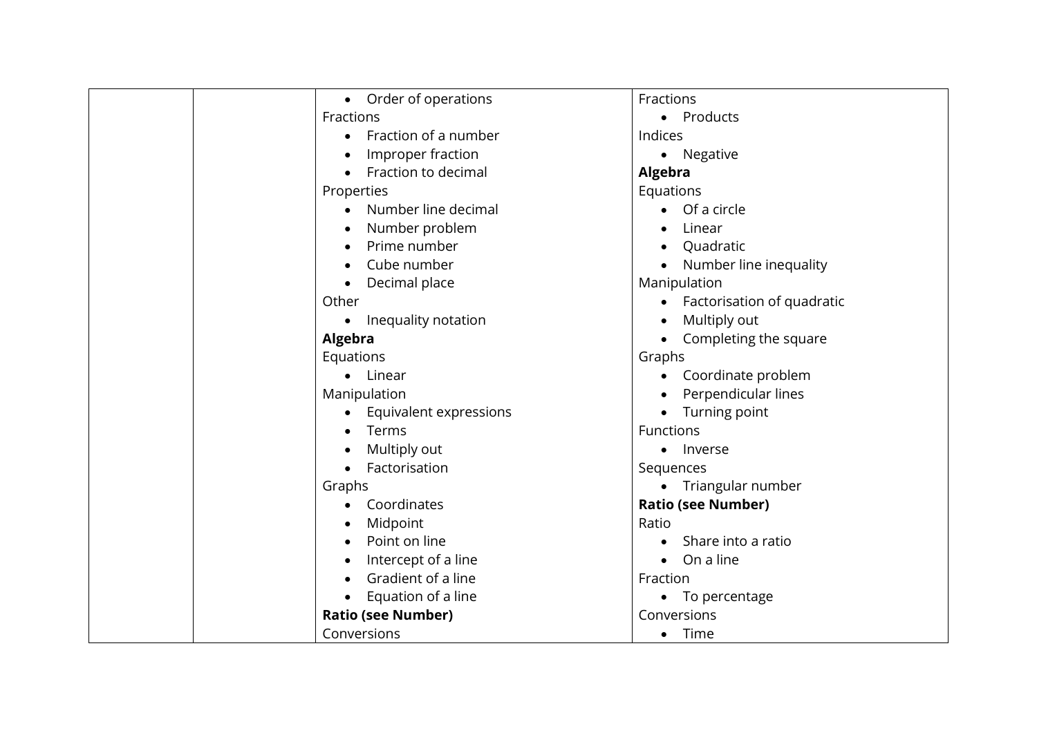| | | | |
|---|---|---|---|
| | | • Order of operations<br>Fractions<br>• Fraction of a number<br>• Improper fraction<br>• Fraction to decimal<br>Properties<br>• Number line decimal<br>• Number problem<br>• Prime number<br>• Cube number<br>• Decimal place<br>Other<br>• Inequality notation<br>**Algebra**<br>Equations<br>• Linear<br>Manipulation<br>• Equivalent expressions<br>• Terms<br>• Multiply out<br>• Factorisation<br>Graphs<br>• Coordinates<br>• Midpoint<br>• Point on line<br>• Intercept of a line<br>• Gradient of a line<br>• Equation of a line<br>**Ratio (see Number)**<br>Conversions | Fractions<br>• Products<br>Indices<br>• Negative<br>**Algebra**<br>Equations<br>• Of a circle<br>• Linear<br>• Quadratic<br>• Number line inequality<br>Manipulation<br>• Factorisation of quadratic<br>• Multiply out<br>• Completing the square<br>Graphs<br>• Coordinate problem<br>• Perpendicular lines<br>• Turning point<br>Functions<br>• Inverse<br>Sequences<br>• Triangular number<br>**Ratio (see Number)**<br>Ratio<br>• Share into a ratio<br>• On a line<br>Fraction<br>• To percentage<br>Conversions<br>• Time |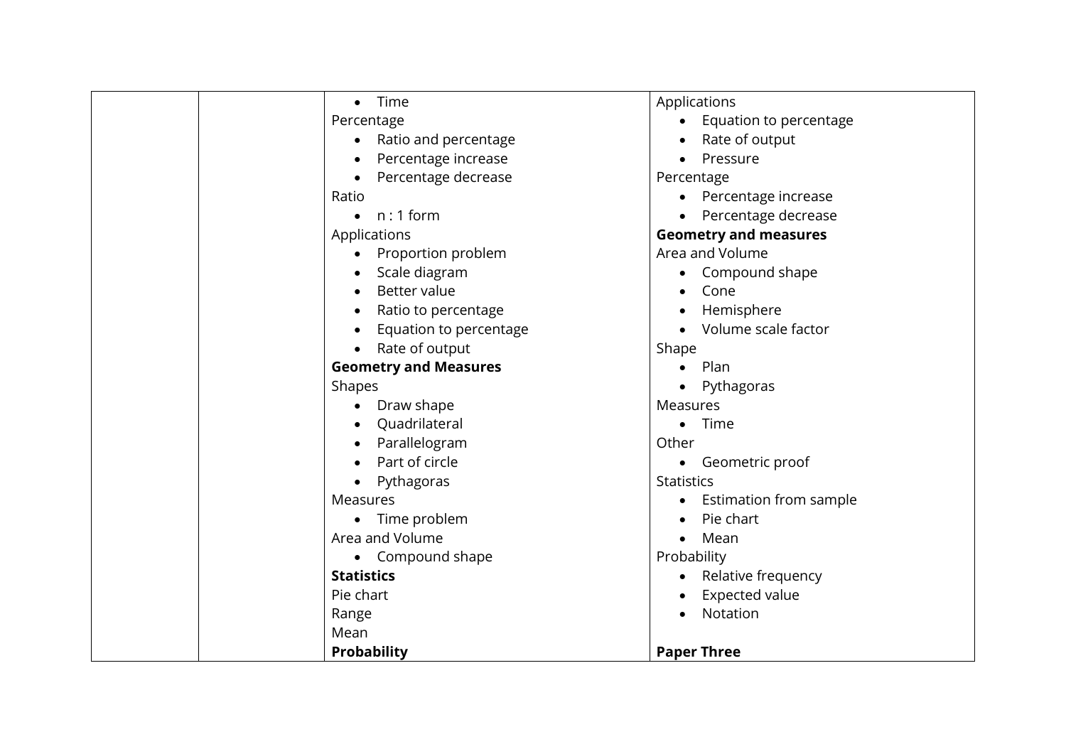| | | | |
|---|---|---|---|
| | | • Time<br>Percentage<br>• Ratio and percentage<br>• Percentage increase<br>• Percentage decrease<br>Ratio<br>• n : 1 form<br>Applications<br>• Proportion problem<br>• Scale diagram<br>• Better value<br>• Ratio to percentage<br>• Equation to percentage<br>• Rate of output<br>**Geometry and Measures**<br>Shapes<br>• Draw shape<br>• Quadrilateral<br>• Parallelogram<br>• Part of circle<br>• Pythagoras<br>Measures<br>• Time problem<br>Area and Volume<br>• Compound shape<br>**Statistics**<br>Pie chart<br>Range<br>Mean<br>**Probability** | Applications<br>• Equation to percentage<br>• Rate of output<br>• Pressure<br>Percentage<br>• Percentage increase<br>• Percentage decrease<br>**Geometry and measures**<br>Area and Volume<br>• Compound shape<br>• Cone<br>• Hemisphere<br>• Volume scale factor<br>Shape<br>• Plan<br>• Pythagoras<br>Measures<br>• Time<br>Other<br>• Geometric proof<br>Statistics<br>• Estimation from sample<br>• Pie chart<br>• Mean<br>Probability<br>• Relative frequency<br>• Expected value<br>• Notation<br><br>**Paper Three** |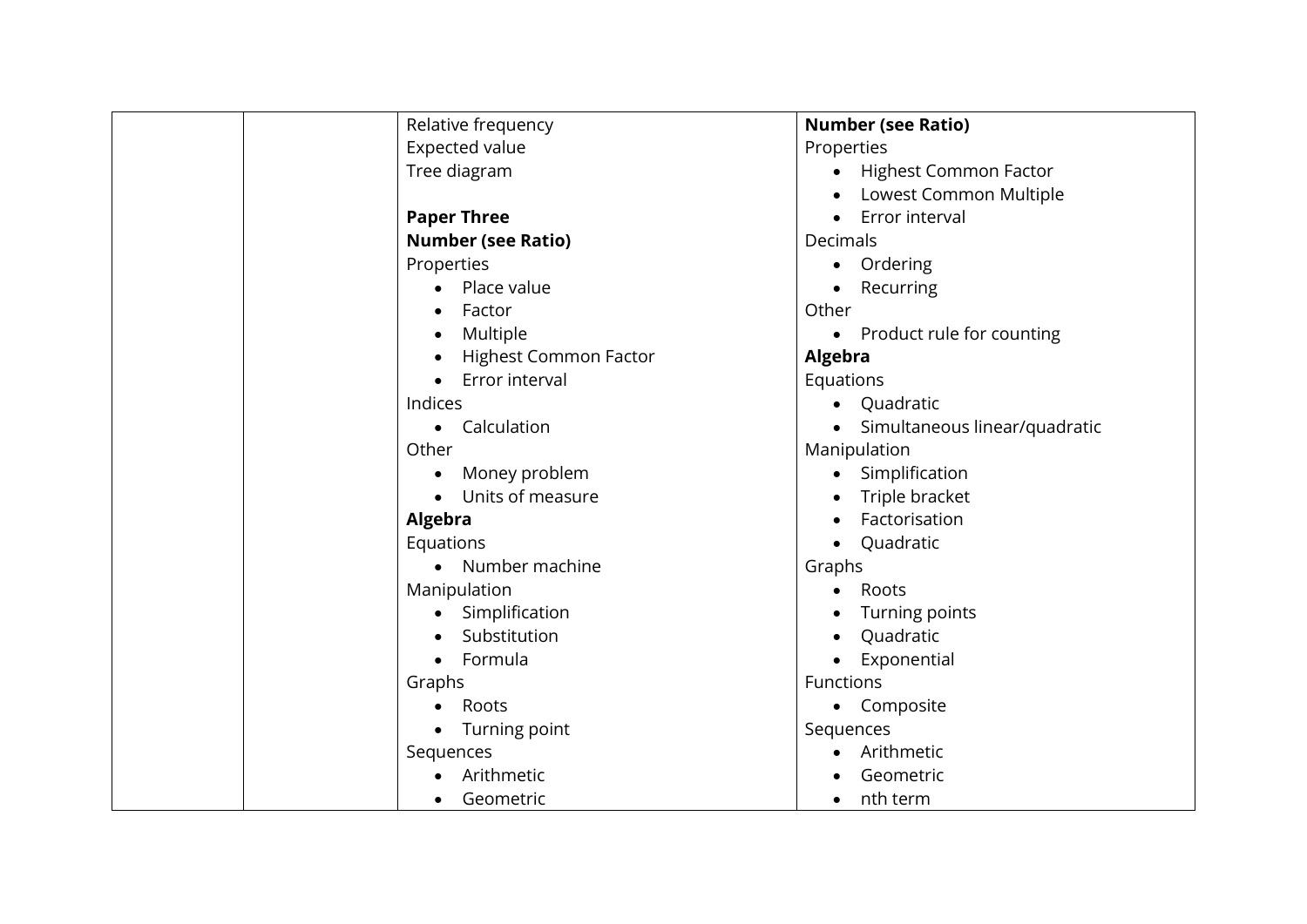| | | Relative frequency<br>Expected value<br>Tree diagram<br><br>**Paper Three**<br>**Number (see Ratio)**<br>Properties<br>• Place value<br>• Factor<br>• Multiple<br>• Highest Common Factor<br>• Error interval<br>Indices<br>• Calculation<br>Other<br>• Money problem<br>• Units of measure<br>**Algebra**<br>Equations<br>• Number machine<br>Manipulation<br>• Simplification<br>• Substitution<br>• Formula<br>Graphs<br>• Roots<br>• Turning point<br>Sequences<br>• Arithmetic<br>• Geometric | **Number (see Ratio)**<br>Properties<br>• Highest Common Factor<br>• Lowest Common Multiple<br>• Error interval<br>Decimals<br>• Ordering<br>• Recurring<br>Other<br>• Product rule for counting<br>**Algebra**<br>Equations<br>• Quadratic<br>• Simultaneous linear/quadratic<br>Manipulation<br>• Simplification<br>• Triple bracket<br>• Factorisation<br>• Quadratic<br>Graphs<br>• Roots<br>• Turning points<br>• Quadratic<br>• Exponential<br>Functions<br>• Composite<br>Sequences<br>• Arithmetic<br>• Geometric<br>• nth term |
|---|---|---|---|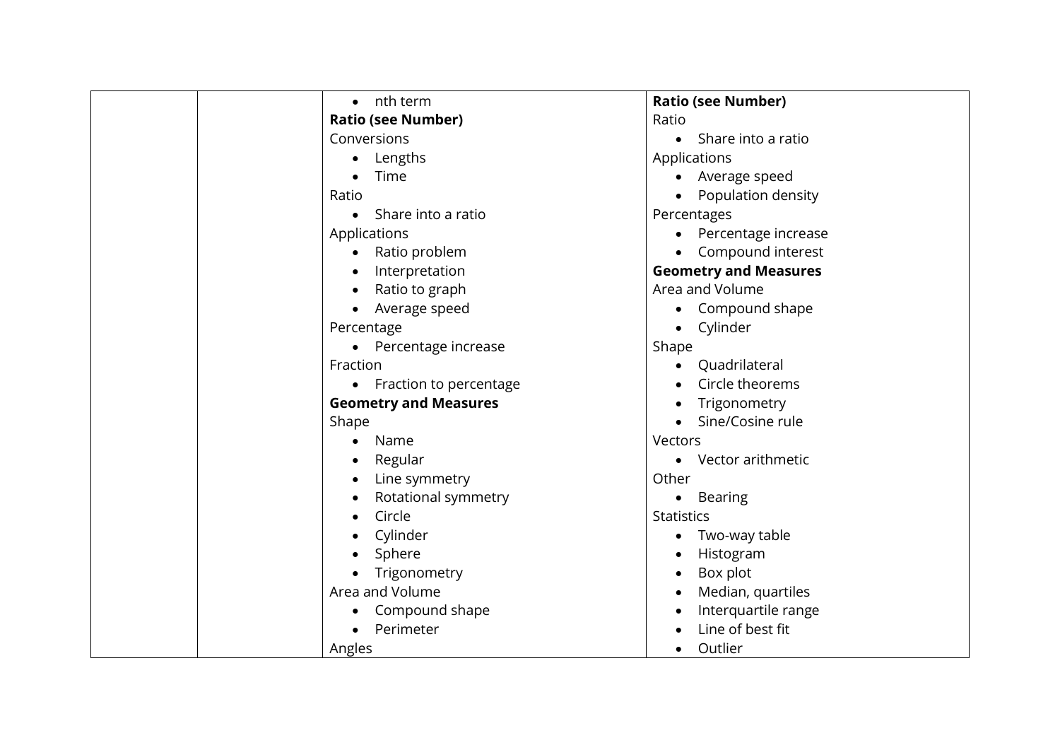| | | • nth term<br>**Ratio (see Number)**<br>Conversions<br>• Lengths<br>• Time<br>Ratio<br>• Share into a ratio<br>Applications<br>• Ratio problem<br>• Interpretation<br>• Ratio to graph<br>• Average speed<br>Percentage<br>• Percentage increase<br>Fraction<br>• Fraction to percentage<br>**Geometry and Measures**<br>Shape<br>• Name<br>• Regular<br>• Line symmetry<br>• Rotational symmetry<br>• Circle<br>• Cylinder<br>• Sphere<br>• Trigonometry<br>Area and Volume<br>• Compound shape<br>• Perimeter<br>Angles | **Ratio (see Number)**<br>Ratio<br>• Share into a ratio<br>Applications<br>• Average speed<br>• Population density<br>Percentages<br>• Percentage increase<br>• Compound interest<br>**Geometry and Measures**<br>Area and Volume<br>• Compound shape<br>• Cylinder<br>Shape<br>• Quadrilateral<br>• Circle theorems<br>• Trigonometry<br>• Sine/Cosine rule<br>Vectors<br>• Vector arithmetic<br>Other<br>• Bearing<br>Statistics<br>• Two-way table<br>• Histogram<br>• Box plot<br>• Median, quartiles<br>• Interquartile range<br>• Line of best fit<br>• Outlier |
|---|---|---|---|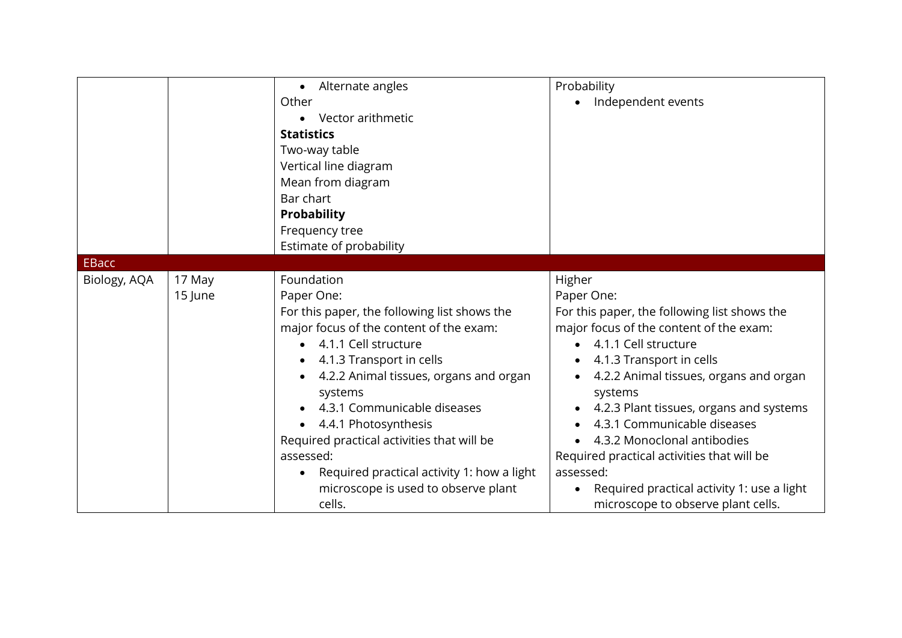| | | | |
|---|---|---|---|
| | | • Alternate angles<br>Other<br>• Vector arithmetic<br>**Statistics**<br>Two-way table<br>Vertical line diagram<br>Mean from diagram<br>Bar chart<br>**Probability**<br>Frequency tree<br>Estimate of probability | Probability<br>• Independent events |
| EBacc | | | |
| Biology, AQA | 17 May<br>15 June | Foundation<br>Paper One:<br>For this paper, the following list shows the major focus of the content of the exam:<br>• 4.1.1 Cell structure<br>• 4.1.3 Transport in cells<br>• 4.2.2 Animal tissues, organs and organ systems<br>• 4.3.1 Communicable diseases<br>• 4.4.1 Photosynthesis<br>Required practical activities that will be assessed:<br>• Required practical activity 1: how a light microscope is used to observe plant cells. | Higher<br>Paper One:<br>For this paper, the following list shows the major focus of the content of the exam:<br>• 4.1.1 Cell structure<br>• 4.1.3 Transport in cells<br>• 4.2.2 Animal tissues, organs and organ systems<br>• 4.2.3 Plant tissues, organs and systems<br>• 4.3.1 Communicable diseases<br>• 4.3.2 Monoclonal antibodies<br>Required practical activities that will be assessed:<br>• Required practical activity 1: use a light microscope to observe plant cells. |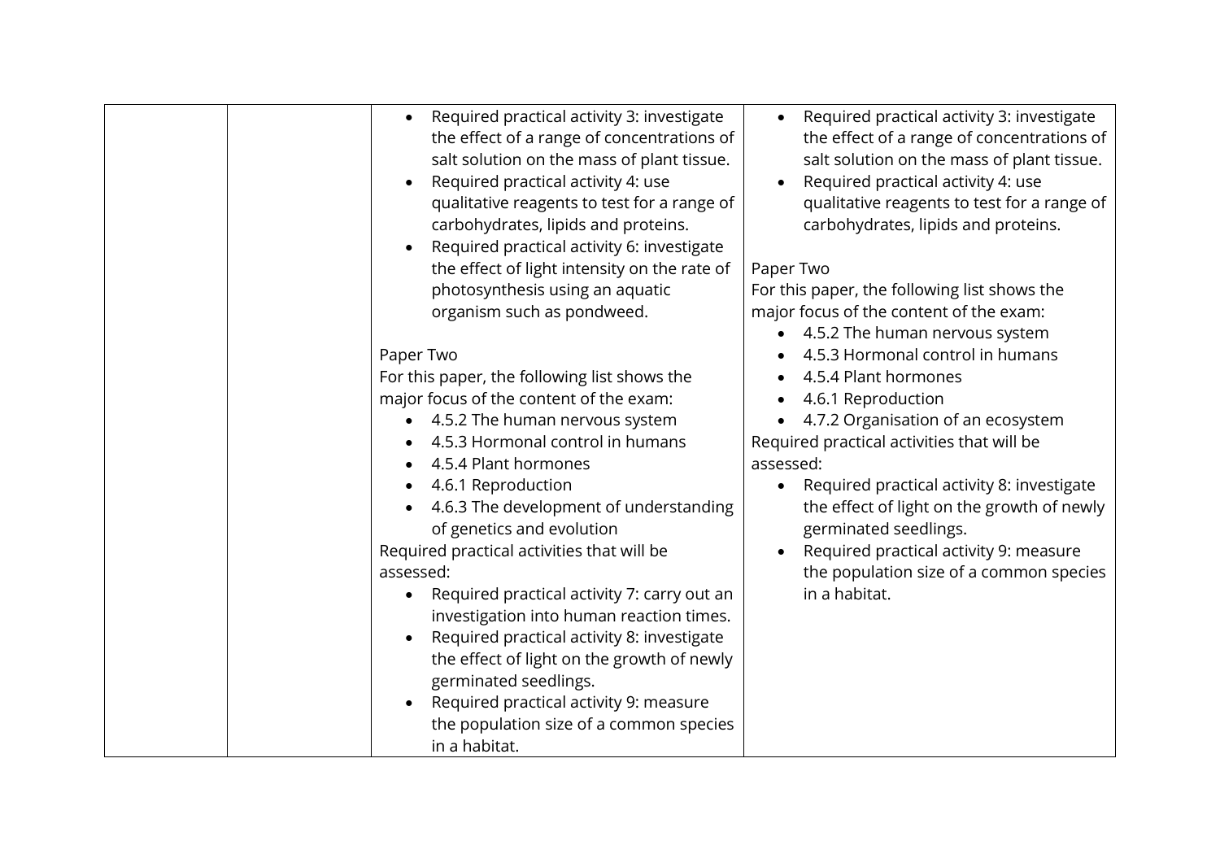|  |  |  |  |
|---|---|---|---|
|  |  | <ul><li>Required practical activity 3: investigate the effect of a range of concentrations of salt solution on the mass of plant tissue.</li><li>Required practical activity 4: use qualitative reagents to test for a range of carbohydrates, lipids and proteins.</li><li>Required practical activity 6: investigate the effect of light intensity on the rate of photosynthesis using an aquatic organism such as pondweed.</li></ul><br>Paper Two<br>For this paper, the following list shows the major focus of the content of the exam:<ul><li>4.5.2 The human nervous system</li><li>4.5.3 Hormonal control in humans</li><li>4.5.4 Plant hormones</li><li>4.6.1 Reproduction</li><li>4.6.3 The development of understanding of genetics and evolution</li></ul>Required practical activities that will be assessed:<ul><li>Required practical activity 7: carry out an investigation into human reaction times.</li><li>Required practical activity 8: investigate the effect of light on the growth of newly germinated seedlings.</li><li>Required practical activity 9: measure the population size of a common species in a habitat.</li></ul> | <ul><li>Required practical activity 3: investigate the effect of a range of concentrations of salt solution on the mass of plant tissue.</li><li>Required practical activity 4: use qualitative reagents to test for a range of carbohydrates, lipids and proteins.</li></ul><br>Paper Two<br>For this paper, the following list shows the major focus of the content of the exam:<ul><li>4.5.2 The human nervous system</li><li>4.5.3 Hormonal control in humans</li><li>4.5.4 Plant hormones</li><li>4.6.1 Reproduction</li><li>4.7.2 Organisation of an ecosystem</li></ul>Required practical activities that will be assessed:<ul><li>Required practical activity 8: investigate the effect of light on the growth of newly germinated seedlings.</li><li>Required practical activity 9: measure the population size of a common species in a habitat.</li></ul> |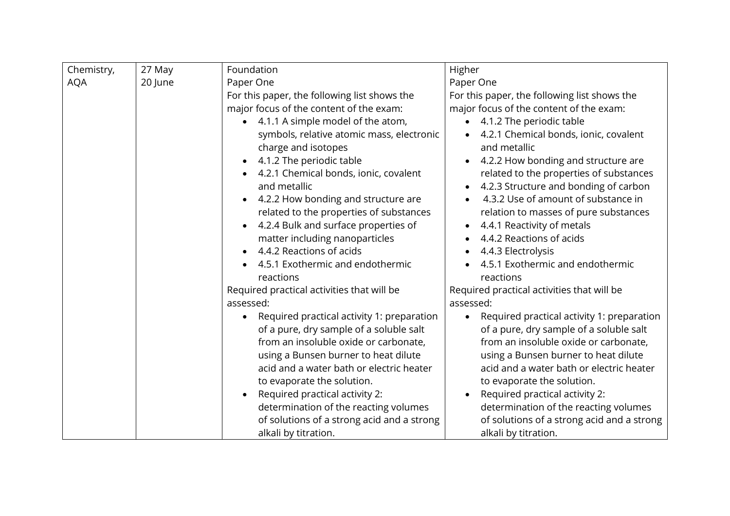| Chemistry, AQA | 27 May<br>20 June | Foundation<br>Paper One<br>For this paper, the following list shows the major focus of the content of the exam:<br>• 4.1.1 A simple model of the atom, symbols, relative atomic mass, electronic charge and isotopes<br>• 4.1.2 The periodic table<br>• 4.2.1 Chemical bonds, ionic, covalent and metallic<br>• 4.2.2 How bonding and structure are related to the properties of substances<br>• 4.2.4 Bulk and surface properties of matter including nanoparticles<br>• 4.4.2 Reactions of acids<br>• 4.5.1 Exothermic and endothermic reactions<br>Required practical activities that will be assessed:<br>• Required practical activity 1: preparation of a pure, dry sample of a soluble salt from an insoluble oxide or carbonate, using a Bunsen burner to heat dilute acid and a water bath or electric heater to evaporate the solution.<br>• Required practical activity 2: determination of the reacting volumes of solutions of a strong acid and a strong alkali by titration. | Higher<br>Paper One<br>For this paper, the following list shows the major focus of the content of the exam:<br>• 4.1.2 The periodic table<br>• 4.2.1 Chemical bonds, ionic, covalent and metallic<br>• 4.2.2 How bonding and structure are related to the properties of substances<br>• 4.2.3 Structure and bonding of carbon<br>• 4.3.2 Use of amount of substance in relation to masses of pure substances<br>• 4.4.1 Reactivity of metals<br>• 4.4.2 Reactions of acids<br>• 4.4.3 Electrolysis<br>• 4.5.1 Exothermic and endothermic reactions<br>Required practical activities that will be assessed:<br>• Required practical activity 1: preparation of a pure, dry sample of a soluble salt from an insoluble oxide or carbonate, using a Bunsen burner to heat dilute acid and a water bath or electric heater to evaporate the solution.<br>• Required practical activity 2: determination of the reacting volumes of solutions of a strong acid and a strong alkali by titration. |
|---|---|---|---|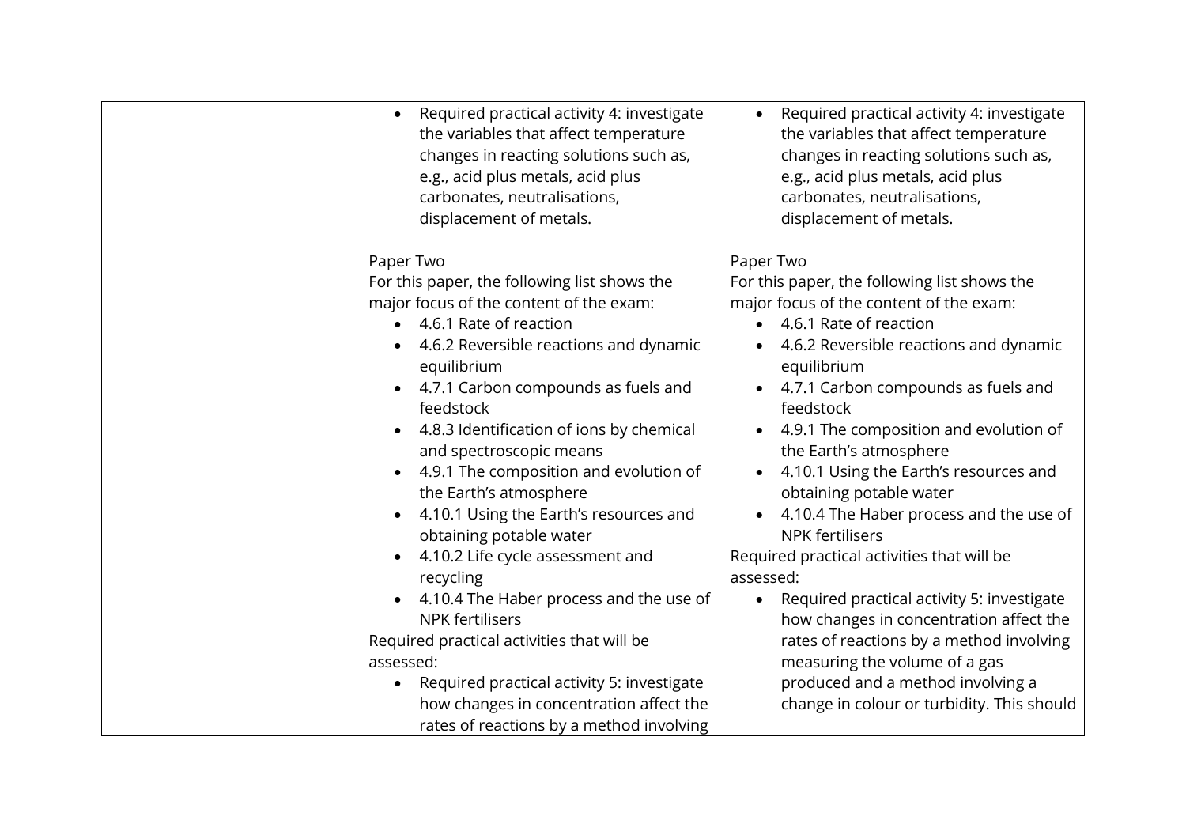| | | | |
|---|---|---|---|
| | | <ul><li>Required practical activity 4: investigate the variables that affect temperature changes in reacting solutions such as, e.g., acid plus metals, acid plus carbonates, neutralisations, displacement of metals.</li></ul><br>Paper Two<br>For this paper, the following list shows the major focus of the content of the exam:<ul><li>4.6.1 Rate of reaction</li><li>4.6.2 Reversible reactions and dynamic equilibrium</li><li>4.7.1 Carbon compounds as fuels and feedstock</li><li>4.8.3 Identification of ions by chemical and spectroscopic means</li><li>4.9.1 The composition and evolution of the Earth's atmosphere</li><li>4.10.1 Using the Earth's resources and obtaining potable water</li><li>4.10.2 Life cycle assessment and recycling</li><li>4.10.4 The Haber process and the use of NPK fertilisers</li></ul>Required practical activities that will be assessed:<ul><li>Required practical activity 5: investigate how changes in concentration affect the rates of reactions by a method involving</li></ul> | <ul><li>Required practical activity 4: investigate the variables that affect temperature changes in reacting solutions such as, e.g., acid plus metals, acid plus carbonates, neutralisations, displacement of metals.</li></ul><br>Paper Two<br>For this paper, the following list shows the major focus of the content of the exam:<ul><li>4.6.1 Rate of reaction</li><li>4.6.2 Reversible reactions and dynamic equilibrium</li><li>4.7.1 Carbon compounds as fuels and feedstock</li><li>4.9.1 The composition and evolution of the Earth's atmosphere</li><li>4.10.1 Using the Earth's resources and obtaining potable water</li><li>4.10.4 The Haber process and the use of NPK fertilisers</li></ul>Required practical activities that will be assessed:<ul><li>Required practical activity 5: investigate how changes in concentration affect the rates of reactions by a method involving measuring the volume of a gas produced and a method involving a change in colour or turbidity. This should</li></ul> |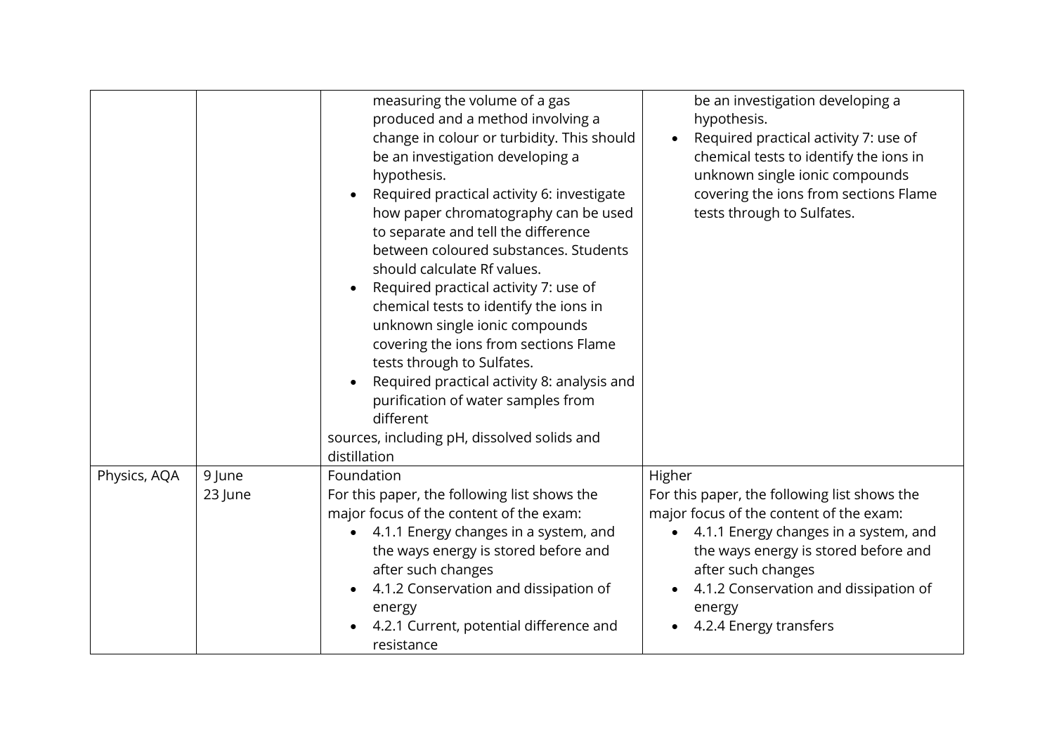| | | | |
|---|---|---|---|
| | | measuring the volume of a gas produced and a method involving a change in colour or turbidity. This should be an investigation developing a hypothesis.<br>• Required practical activity 6: investigate how paper chromatography can be used to separate and tell the difference between coloured substances. Students should calculate Rf values.<br>• Required practical activity 7: use of chemical tests to identify the ions in unknown single ionic compounds covering the ions from sections Flame tests through to Sulfates.<br>• Required practical activity 8: analysis and purification of water samples from different<br>sources, including pH, dissolved solids and distillation | be an investigation developing a hypothesis.<br>• Required practical activity 7: use of chemical tests to identify the ions in unknown single ionic compounds covering the ions from sections Flame tests through to Sulfates. |
| Physics, AQA | 9 June<br>23 June | Foundation<br>For this paper, the following list shows the major focus of the content of the exam:<br>• 4.1.1 Energy changes in a system, and the ways energy is stored before and after such changes<br>• 4.1.2 Conservation and dissipation of energy<br>• 4.2.1 Current, potential difference and resistance | Higher<br>For this paper, the following list shows the major focus of the content of the exam:<br>• 4.1.1 Energy changes in a system, and the ways energy is stored before and after such changes<br>• 4.1.2 Conservation and dissipation of energy<br>• 4.2.4 Energy transfers |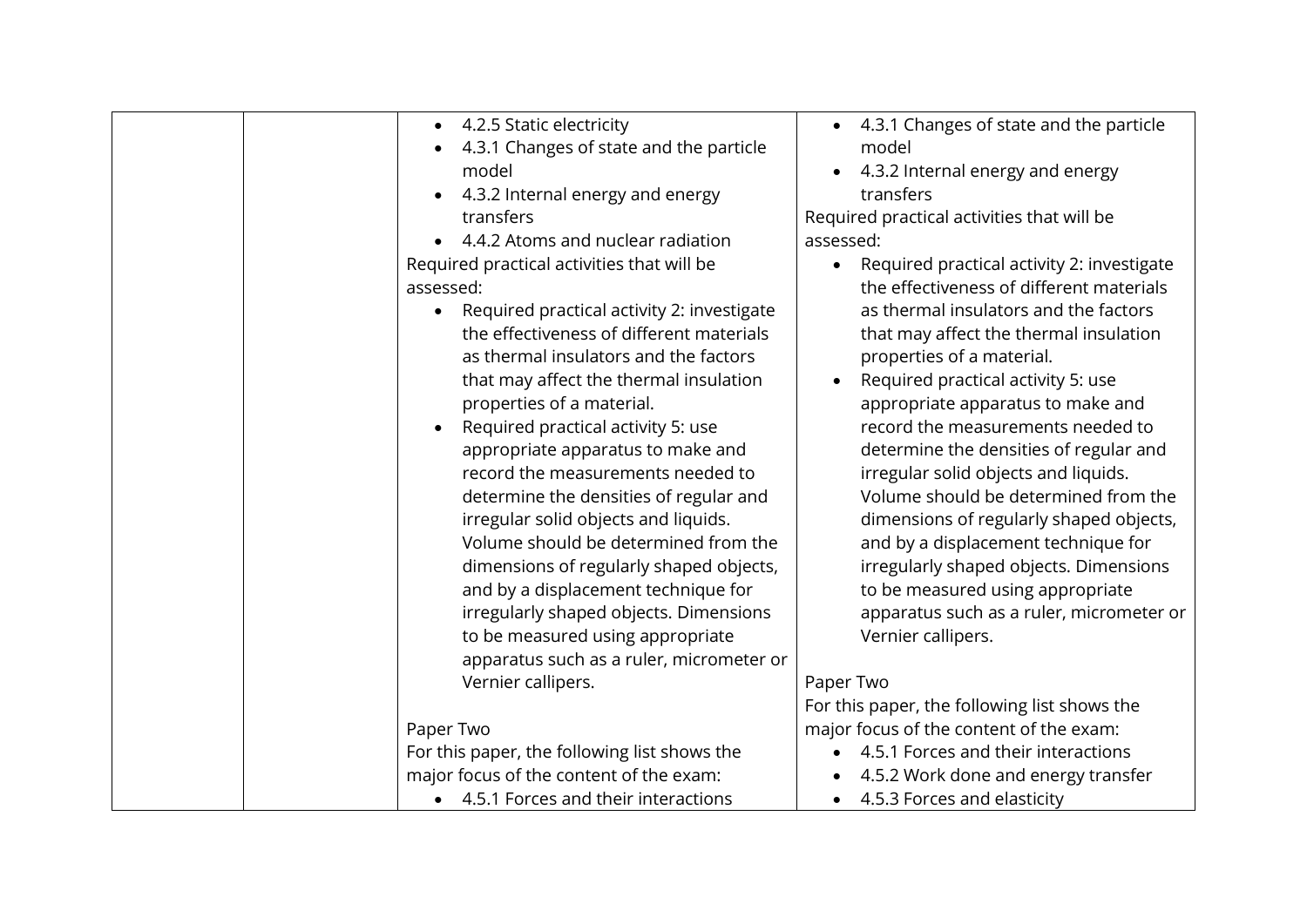|  |  |  |  |
|---|---|---|---|
|  |  | • 4.2.5 Static electricity<br>• 4.3.1 Changes of state and the particle model<br>• 4.3.2 Internal energy and energy transfers<br>• 4.4.2 Atoms and nuclear radiation<br>Required practical activities that will be assessed:<br>• Required practical activity 2: investigate the effectiveness of different materials as thermal insulators and the factors that may affect the thermal insulation properties of a material.<br>• Required practical activity 5: use appropriate apparatus to make and record the measurements needed to determine the densities of regular and irregular solid objects and liquids. Volume should be determined from the dimensions of regularly shaped objects, and by a displacement technique for irregularly shaped objects. Dimensions to be measured using appropriate apparatus such as a ruler, micrometer or Vernier callipers.<br><br>Paper Two<br>For this paper, the following list shows the major focus of the content of the exam:<br>• 4.5.1 Forces and their interactions | • 4.3.1 Changes of state and the particle model<br>• 4.3.2 Internal energy and energy transfers<br>Required practical activities that will be assessed:<br>• Required practical activity 2: investigate the effectiveness of different materials as thermal insulators and the factors that may affect the thermal insulation properties of a material.<br>• Required practical activity 5: use appropriate apparatus to make and record the measurements needed to determine the densities of regular and irregular solid objects and liquids. Volume should be determined from the dimensions of regularly shaped objects, and by a displacement technique for irregularly shaped objects. Dimensions to be measured using appropriate apparatus such as a ruler, micrometer or Vernier callipers.<br><br>Paper Two<br>For this paper, the following list shows the major focus of the content of the exam:<br>• 4.5.1 Forces and their interactions<br>• 4.5.2 Work done and energy transfer<br>• 4.5.3 Forces and elasticity |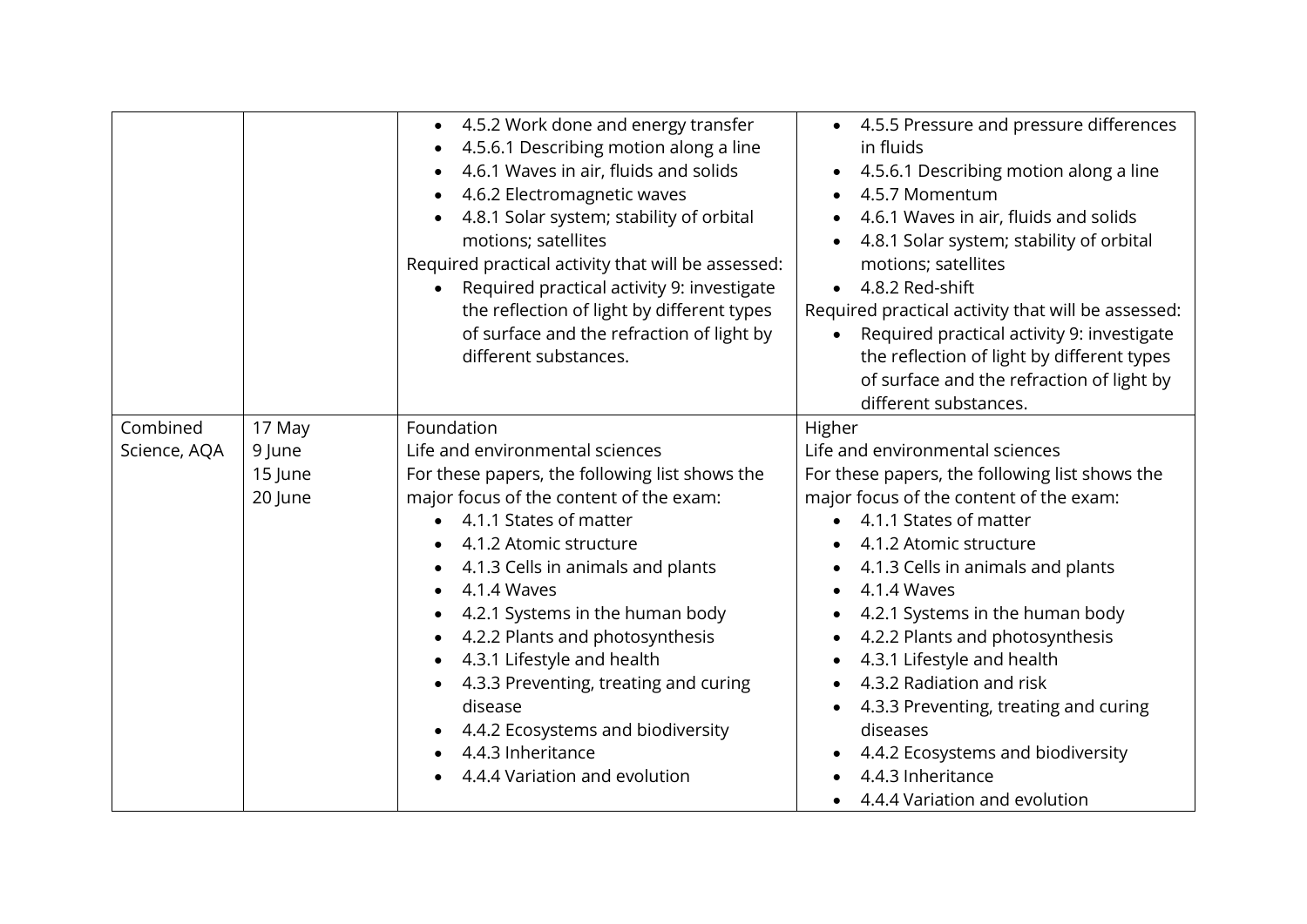| | | | |
|---|---|---|---|
| | | <ul><li>4.5.2 Work done and energy transfer</li><li>4.5.6.1 Describing motion along a line</li><li>4.6.1 Waves in air, fluids and solids</li><li>4.6.2 Electromagnetic waves</li><li>4.8.1 Solar system; stability of orbital motions; satellites</li></ul>Required practical activity that will be assessed:<ul><li>Required practical activity 9: investigate the reflection of light by different types of surface and the refraction of light by different substances.</li></ul> | <ul><li>4.5.5 Pressure and pressure differences in fluids</li><li>4.5.6.1 Describing motion along a line</li><li>4.5.7 Momentum</li><li>4.6.1 Waves in air, fluids and solids</li><li>4.8.1 Solar system; stability of orbital motions; satellites</li><li>4.8.2 Red-shift</li></ul>Required practical activity that will be assessed:<ul><li>Required practical activity 9: investigate the reflection of light by different types of surface and the refraction of light by different substances.</li></ul> |
| Combined Science, AQA | 17 May<br>9 June<br>15 June<br>20 June | Foundation<br>Life and environmental sciences<br>For these papers, the following list shows the major focus of the content of the exam:<ul><li>4.1.1 States of matter</li><li>4.1.2 Atomic structure</li><li>4.1.3 Cells in animals and plants</li><li>4.1.4 Waves</li><li>4.2.1 Systems in the human body</li><li>4.2.2 Plants and photosynthesis</li><li>4.3.1 Lifestyle and health</li><li>4.3.3 Preventing, treating and curing disease</li><li>4.4.2 Ecosystems and biodiversity</li><li>4.4.3 Inheritance</li><li>4.4.4 Variation and evolution</li></ul> | Higher<br>Life and environmental sciences<br>For these papers, the following list shows the major focus of the content of the exam:<ul><li>4.1.1 States of matter</li><li>4.1.2 Atomic structure</li><li>4.1.3 Cells in animals and plants</li><li>4.1.4 Waves</li><li>4.2.1 Systems in the human body</li><li>4.2.2 Plants and photosynthesis</li><li>4.3.1 Lifestyle and health</li><li>4.3.2 Radiation and risk</li><li>4.3.3 Preventing, treating and curing diseases</li><li>4.4.2 Ecosystems and biodiversity</li><li>4.4.3 Inheritance</li><li>4.4.4 Variation and evolution</li></ul> |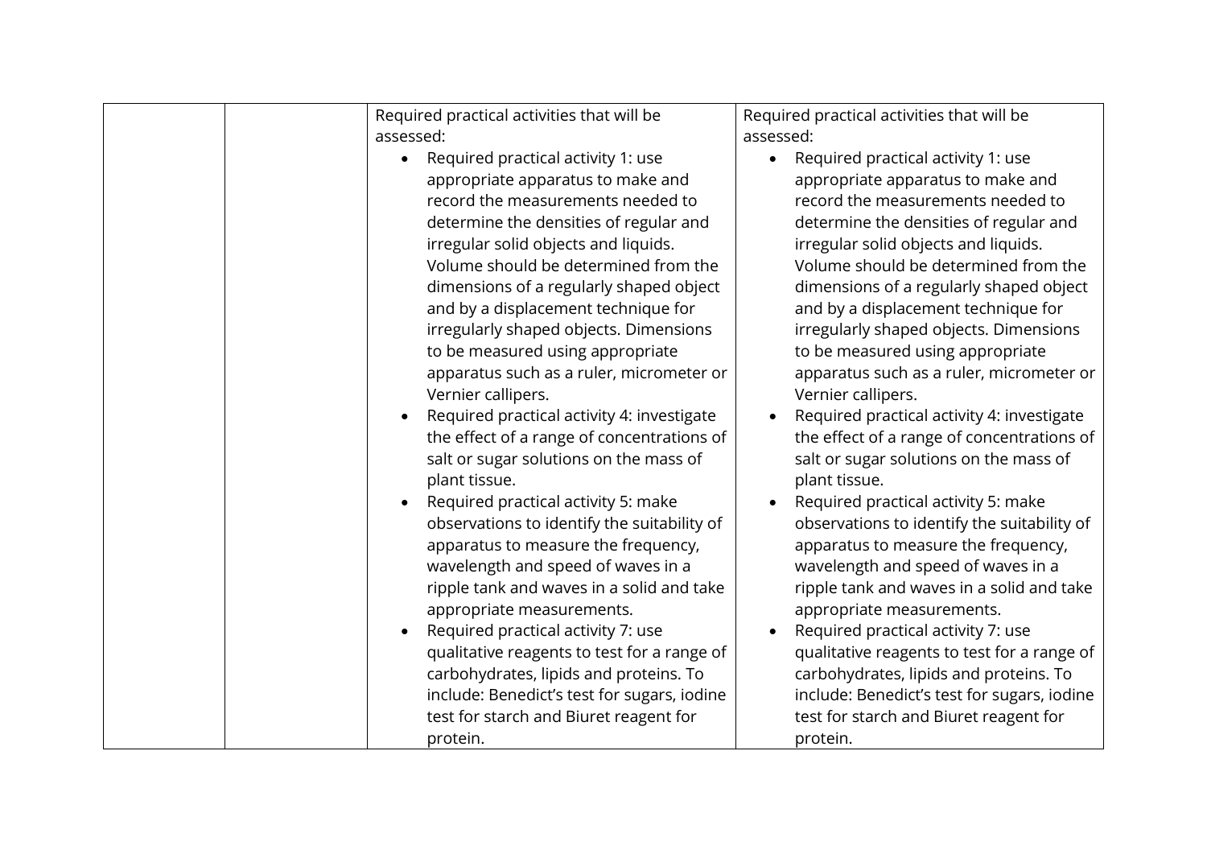|  |  |  |  |
|---|---|---|---|
|  |  | Required practical activities that will be assessed:<br>• Required practical activity 1: use appropriate apparatus to make and record the measurements needed to determine the densities of regular and irregular solid objects and liquids. Volume should be determined from the dimensions of a regularly shaped object and by a displacement technique for irregularly shaped objects. Dimensions to be measured using appropriate apparatus such as a ruler, micrometer or Vernier callipers.<br>• Required practical activity 4: investigate the effect of a range of concentrations of salt or sugar solutions on the mass of plant tissue.<br>• Required practical activity 5: make observations to identify the suitability of apparatus to measure the frequency, wavelength and speed of waves in a ripple tank and waves in a solid and take appropriate measurements.<br>• Required practical activity 7: use qualitative reagents to test for a range of carbohydrates, lipids and proteins. To include: Benedict's test for sugars, iodine test for starch and Biuret reagent for protein. | Required practical activities that will be assessed:<br>• Required practical activity 1: use appropriate apparatus to make and record the measurements needed to determine the densities of regular and irregular solid objects and liquids. Volume should be determined from the dimensions of a regularly shaped object and by a displacement technique for irregularly shaped objects. Dimensions to be measured using appropriate apparatus such as a ruler, micrometer or Vernier callipers.<br>• Required practical activity 4: investigate the effect of a range of concentrations of salt or sugar solutions on the mass of plant tissue.<br>• Required practical activity 5: make observations to identify the suitability of apparatus to measure the frequency, wavelength and speed of waves in a ripple tank and waves in a solid and take appropriate measurements.<br>• Required practical activity 7: use qualitative reagents to test for a range of carbohydrates, lipids and proteins. To include: Benedict's test for sugars, iodine test for starch and Biuret reagent for protein. |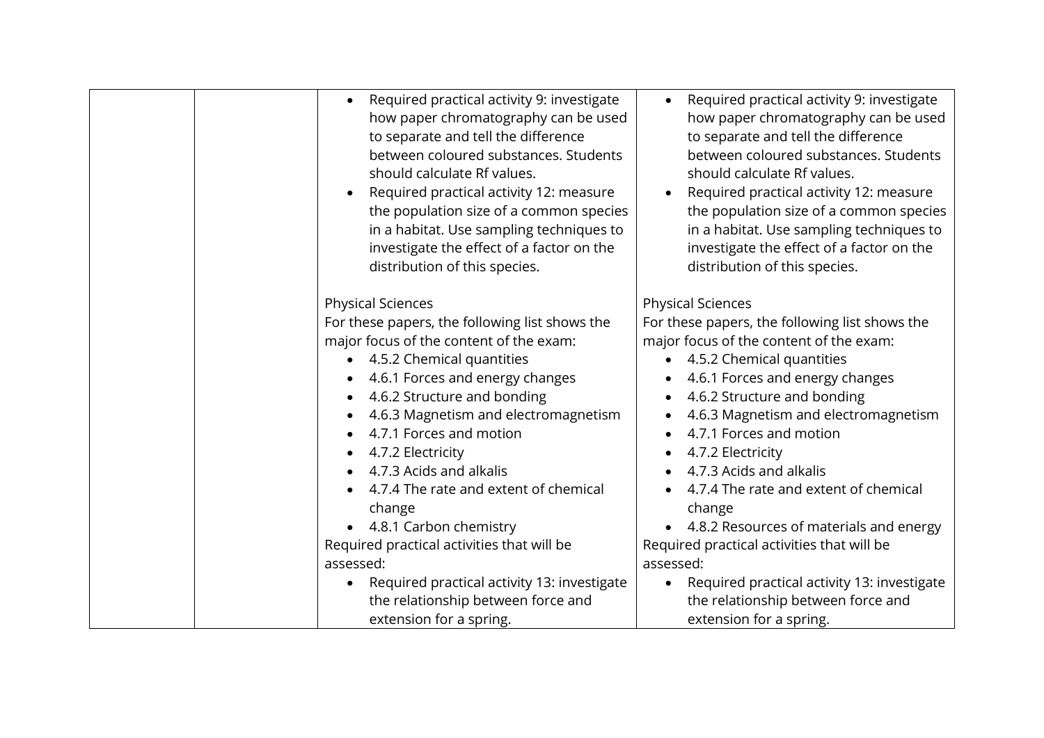| | | | |
|---|---|---|---|
| | | • Required practical activity 9: investigate how paper chromatography can be used to separate and tell the difference between coloured substances. Students should calculate Rf values.<br>• Required practical activity 12: measure the population size of a common species in a habitat. Use sampling techniques to investigate the effect of a factor on the distribution of this species.<br><br>Physical Sciences<br>For these papers, the following list shows the major focus of the content of the exam:<br>• 4.5.2 Chemical quantities<br>• 4.6.1 Forces and energy changes<br>• 4.6.2 Structure and bonding<br>• 4.6.3 Magnetism and electromagnetism<br>• 4.7.1 Forces and motion<br>• 4.7.2 Electricity<br>• 4.7.3 Acids and alkalis<br>• 4.7.4 The rate and extent of chemical change<br>• 4.8.1 Carbon chemistry<br>Required practical activities that will be assessed:<br>• Required practical activity 13: investigate the relationship between force and extension for a spring. | • Required practical activity 9: investigate how paper chromatography can be used to separate and tell the difference between coloured substances. Students should calculate Rf values.<br>• Required practical activity 12: measure the population size of a common species in a habitat. Use sampling techniques to investigate the effect of a factor on the distribution of this species.<br><br>Physical Sciences<br>For these papers, the following list shows the major focus of the content of the exam:<br>• 4.5.2 Chemical quantities<br>• 4.6.1 Forces and energy changes<br>• 4.6.2 Structure and bonding<br>• 4.6.3 Magnetism and electromagnetism<br>• 4.7.1 Forces and motion<br>• 4.7.2 Electricity<br>• 4.7.3 Acids and alkalis<br>• 4.7.4 The rate and extent of chemical change<br>• 4.8.2 Resources of materials and energy<br>Required practical activities that will be assessed:<br>• Required practical activity 13: investigate the relationship between force and extension for a spring. |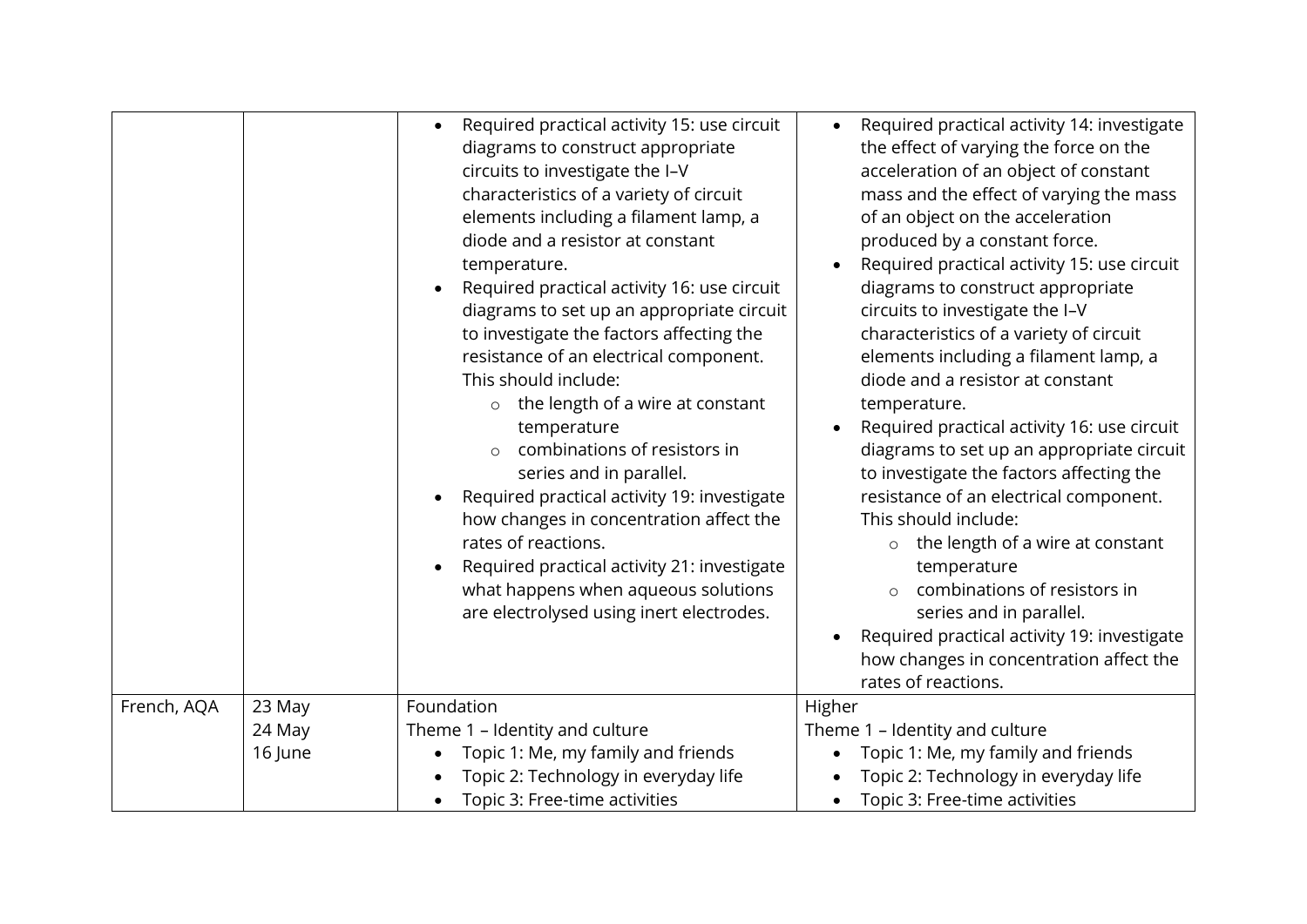| | | | |
|---|---|---|---|
| | | • Required practical activity 15: use circuit diagrams to construct appropriate circuits to investigate the I–V characteristics of a variety of circuit elements including a filament lamp, a diode and a resistor at constant temperature.<br>• Required practical activity 16: use circuit diagrams to set up an appropriate circuit to investigate the factors affecting the resistance of an electrical component. This should include:<br>&nbsp;&nbsp;&nbsp;&nbsp;○ the length of a wire at constant temperature<br>&nbsp;&nbsp;&nbsp;&nbsp;○ combinations of resistors in series and in parallel.<br>• Required practical activity 19: investigate how changes in concentration affect the rates of reactions.<br>• Required practical activity 21: investigate what happens when aqueous solutions are electrolysed using inert electrodes. | • Required practical activity 14: investigate the effect of varying the force on the acceleration of an object of constant mass and the effect of varying the mass of an object on the acceleration produced by a constant force.<br>• Required practical activity 15: use circuit diagrams to construct appropriate circuits to investigate the I–V characteristics of a variety of circuit elements including a filament lamp, a diode and a resistor at constant temperature.<br>• Required practical activity 16: use circuit diagrams to set up an appropriate circuit to investigate the factors affecting the resistance of an electrical component. This should include:<br>&nbsp;&nbsp;&nbsp;&nbsp;○ the length of a wire at constant temperature<br>&nbsp;&nbsp;&nbsp;&nbsp;○ combinations of resistors in series and in parallel.<br>• Required practical activity 19: investigate how changes in concentration affect the rates of reactions. |
| French, AQA | 23 May<br>24 May<br>16 June | Foundation<br>Theme 1 – Identity and culture<br>• Topic 1: Me, my family and friends<br>• Topic 2: Technology in everyday life<br>• Topic 3: Free-time activities | Higher<br>Theme 1 – Identity and culture<br>• Topic 1: Me, my family and friends<br>• Topic 2: Technology in everyday life<br>• Topic 3: Free-time activities |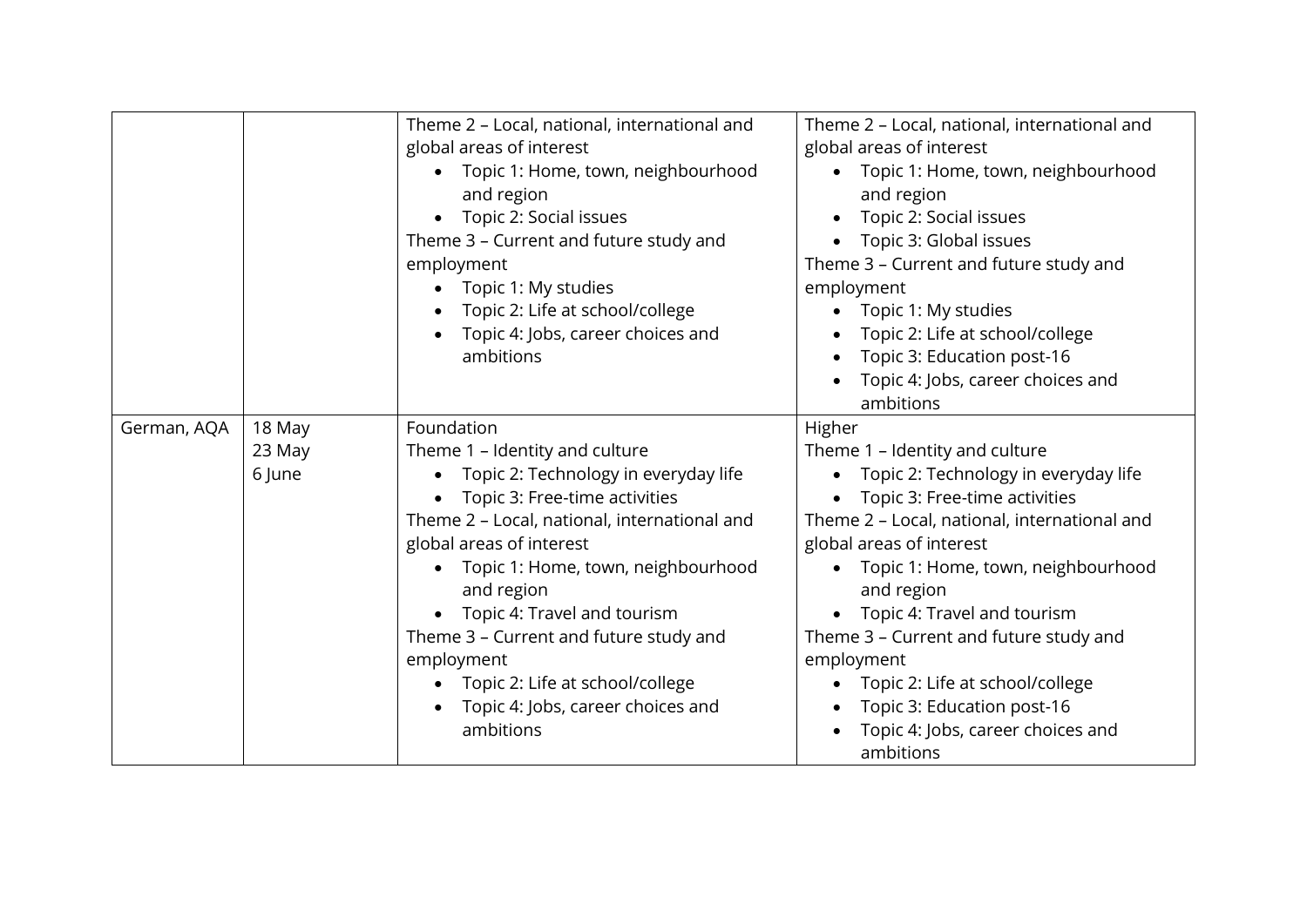| | | | |
|---|---|---|---|
| | | Theme 2 – Local, national, international and global areas of interest<br>• Topic 1: Home, town, neighbourhood and region<br>• Topic 2: Social issues<br>Theme 3 – Current and future study and employment<br>• Topic 1: My studies<br>• Topic 2: Life at school/college<br>• Topic 4: Jobs, career choices and ambitions | Theme 2 – Local, national, international and global areas of interest<br>• Topic 1: Home, town, neighbourhood and region<br>• Topic 2: Social issues<br>• Topic 3: Global issues<br>Theme 3 – Current and future study and employment<br>• Topic 1: My studies<br>• Topic 2: Life at school/college<br>• Topic 3: Education post-16<br>• Topic 4: Jobs, career choices and ambitions |
| German, AQA | 18 May<br>23 May<br>6 June | Foundation<br>Theme 1 – Identity and culture<br>• Topic 2: Technology in everyday life<br>• Topic 3: Free-time activities<br>Theme 2 – Local, national, international and global areas of interest<br>• Topic 1: Home, town, neighbourhood and region<br>• Topic 4: Travel and tourism<br>Theme 3 – Current and future study and employment<br>• Topic 2: Life at school/college<br>• Topic 4: Jobs, career choices and ambitions | Higher<br>Theme 1 – Identity and culture<br>• Topic 2: Technology in everyday life<br>• Topic 3: Free-time activities<br>Theme 2 – Local, national, international and global areas of interest<br>• Topic 1: Home, town, neighbourhood and region<br>• Topic 4: Travel and tourism<br>Theme 3 – Current and future study and employment<br>• Topic 2: Life at school/college<br>• Topic 3: Education post-16<br>• Topic 4: Jobs, career choices and ambitions |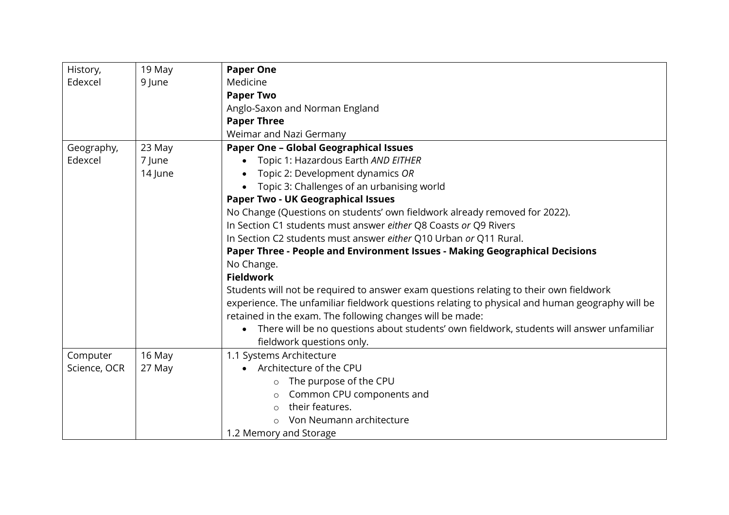| | | |
|---|---|---|
| History, Edexcel | 19 May<br>9 June | **Paper One**<br>Medicine<br>**Paper Two**<br>Anglo-Saxon and Norman England<br>**Paper Three**<br>Weimar and Nazi Germany |
| Geography, Edexcel | 23 May<br>7 June<br>14 June | **Paper One – Global Geographical Issues**<br>• Topic 1: Hazardous Earth *AND EITHER*<br>• Topic 2: Development dynamics *OR*<br>• Topic 3: Challenges of an urbanising world<br>**Paper Two - UK Geographical Issues**<br>No Change (Questions on students' own fieldwork already removed for 2022).<br>In Section C1 students must answer *either* Q8 Coasts *or* Q9 Rivers<br>In Section C2 students must answer *either* Q10 Urban *or* Q11 Rural.<br>**Paper Three - People and Environment Issues - Making Geographical Decisions**<br>No Change.<br>**Fieldwork**<br>Students will not be required to answer exam questions relating to their own fieldwork experience. The unfamiliar fieldwork questions relating to physical and human geography will be retained in the exam. The following changes will be made:<br>• There will be no questions about students' own fieldwork, students will answer unfamiliar fieldwork questions only. |
| Computer Science, OCR | 16 May<br>27 May | 1.1 Systems Architecture<br>• Architecture of the CPU<br>  ○ The purpose of the CPU<br>  ○ Common CPU components and<br>  ○ their features.<br>  ○ Von Neumann architecture<br>1.2 Memory and Storage |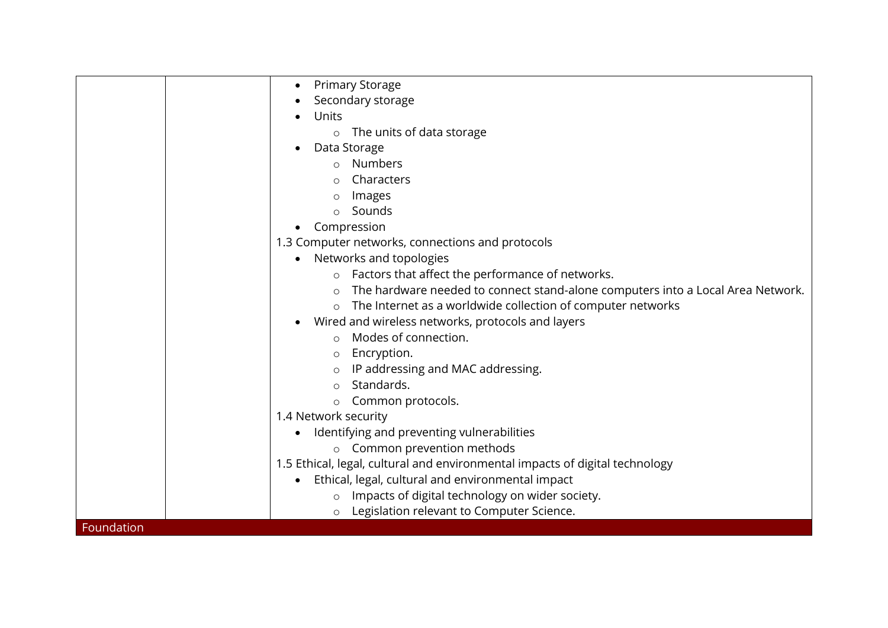| | | |
|---|---|---|
| | | <ul><li>Primary Storage</li><li>Secondary storage</li><li>Units<ul><li>The units of data storage</li></ul></li><li>Data Storage<ul><li>Numbers</li><li>Characters</li><li>Images</li><li>Sounds</li></ul></li><li>Compression</li></ul>1.3 Computer networks, connections and protocols<ul><li>Networks and topologies<ul><li>Factors that affect the performance of networks.</li><li>The hardware needed to connect stand-alone computers into a Local Area Network.</li><li>The Internet as a worldwide collection of computer networks</li></ul></li><li>Wired and wireless networks, protocols and layers<ul><li>Modes of connection.</li><li>Encryption.</li><li>IP addressing and MAC addressing.</li><li>Standards.</li><li>Common protocols.</li></ul></li></ul>1.4 Network security<ul><li>Identifying and preventing vulnerabilities<ul><li>Common prevention methods</li></ul></li></ul>1.5 Ethical, legal, cultural and environmental impacts of digital technology<ul><li>Ethical, legal, cultural and environmental impact<ul><li>Impacts of digital technology on wider society.</li><li>Legislation relevant to Computer Science.</li></ul></li></ul> |
| Foundation | | |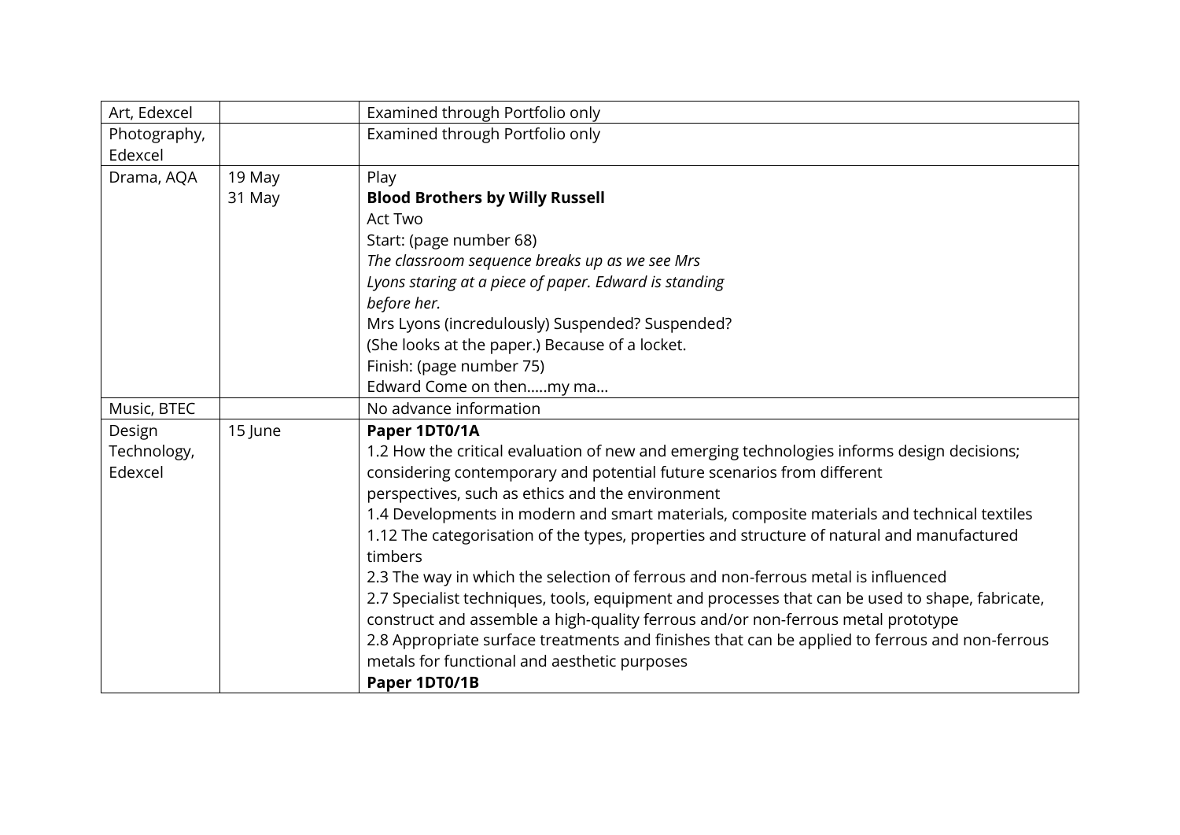| | | |
|---|---|---|
| Art, Edexcel | | Examined through Portfolio only |
| Photography, Edexcel | | Examined through Portfolio only |
| Drama, AQA | 19 May<br>31 May | Play<br>**Blood Brothers by Willy Russell**<br>Act Two<br>Start: (page number 68)<br>*The classroom sequence breaks up as we see Mrs Lyons staring at a piece of paper. Edward is standing before her.*<br>Mrs Lyons (incredulously) Suspended? Suspended?<br>(She looks at the paper.) Because of a locket.<br>Finish: (page number 75)<br>Edward Come on then…..my ma… |
| Music, BTEC | | No advance information |
| Design Technology, Edexcel | 15 June | **Paper 1DT0/1A**<br>1.2 How the critical evaluation of new and emerging technologies informs design decisions; considering contemporary and potential future scenarios from different perspectives, such as ethics and the environment<br>1.4 Developments in modern and smart materials, composite materials and technical textiles<br>1.12 The categorisation of the types, properties and structure of natural and manufactured timbers<br>2.3 The way in which the selection of ferrous and non-ferrous metal is influenced<br>2.7 Specialist techniques, tools, equipment and processes that can be used to shape, fabricate, construct and assemble a high-quality ferrous and/or non-ferrous metal prototype<br>2.8 Appropriate surface treatments and finishes that can be applied to ferrous and non-ferrous metals for functional and aesthetic purposes<br>**Paper 1DT0/1B** |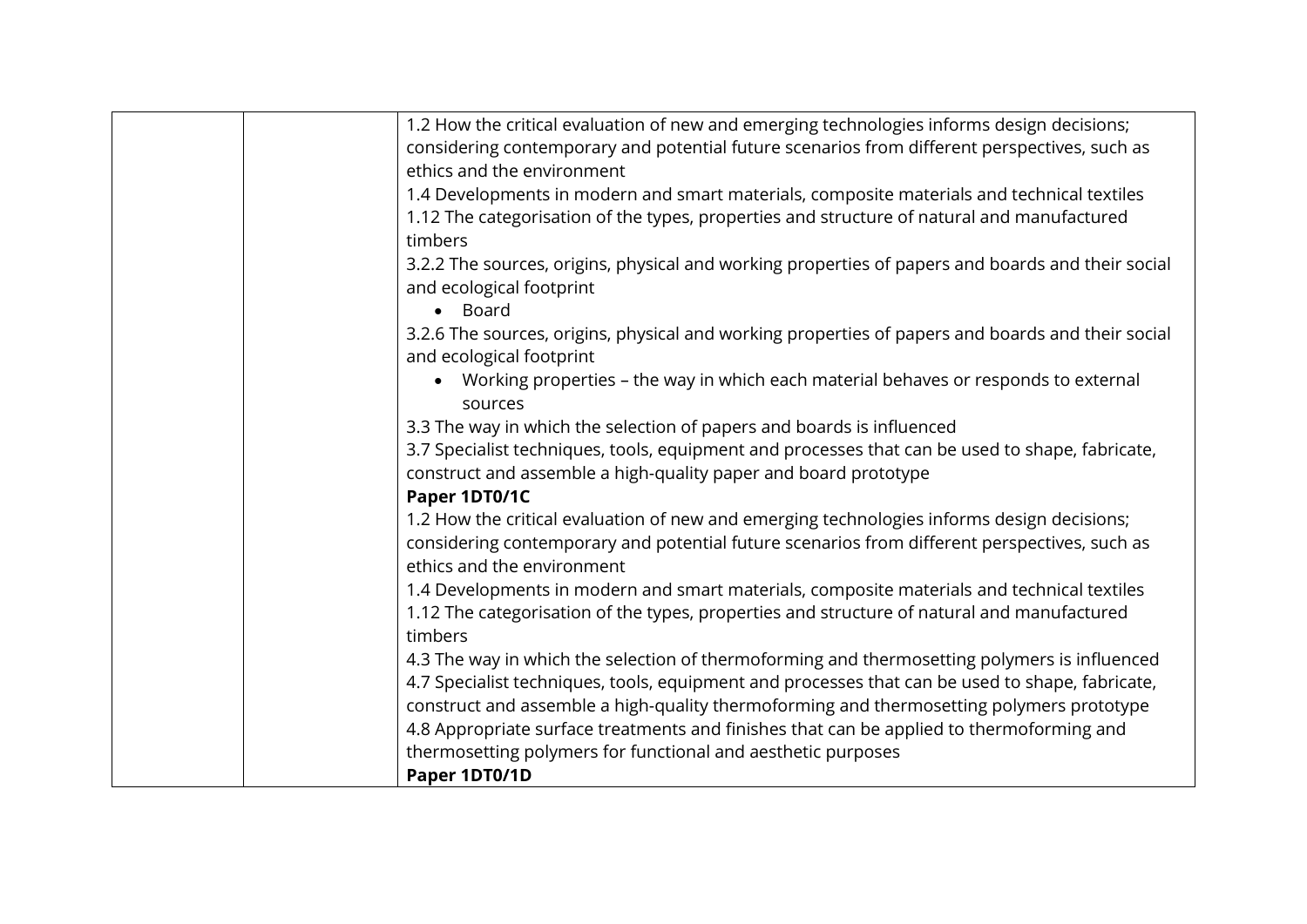| | | |
|---|---|---|
| | | 1.2 How the critical evaluation of new and emerging technologies informs design decisions; considering contemporary and potential future scenarios from different perspectives, such as ethics and the environment<br>1.4 Developments in modern and smart materials, composite materials and technical textiles<br>1.12 The categorisation of the types, properties and structure of natural and manufactured timbers<br>3.2.2 The sources, origins, physical and working properties of papers and boards and their social and ecological footprint<br>• Board<br>3.2.6 The sources, origins, physical and working properties of papers and boards and their social and ecological footprint<br>• Working properties – the way in which each material behaves or responds to external sources<br>3.3 The way in which the selection of papers and boards is influenced<br>3.7 Specialist techniques, tools, equipment and processes that can be used to shape, fabricate, construct and assemble a high-quality paper and board prototype<br>**Paper 1DT0/1C**<br>1.2 How the critical evaluation of new and emerging technologies informs design decisions; considering contemporary and potential future scenarios from different perspectives, such as ethics and the environment<br>1.4 Developments in modern and smart materials, composite materials and technical textiles<br>1.12 The categorisation of the types, properties and structure of natural and manufactured timbers<br>4.3 The way in which the selection of thermoforming and thermosetting polymers is influenced<br>4.7 Specialist techniques, tools, equipment and processes that can be used to shape, fabricate, construct and assemble a high-quality thermoforming and thermosetting polymers prototype<br>4.8 Appropriate surface treatments and finishes that can be applied to thermoforming and thermosetting polymers for functional and aesthetic purposes<br>**Paper 1DT0/1D** |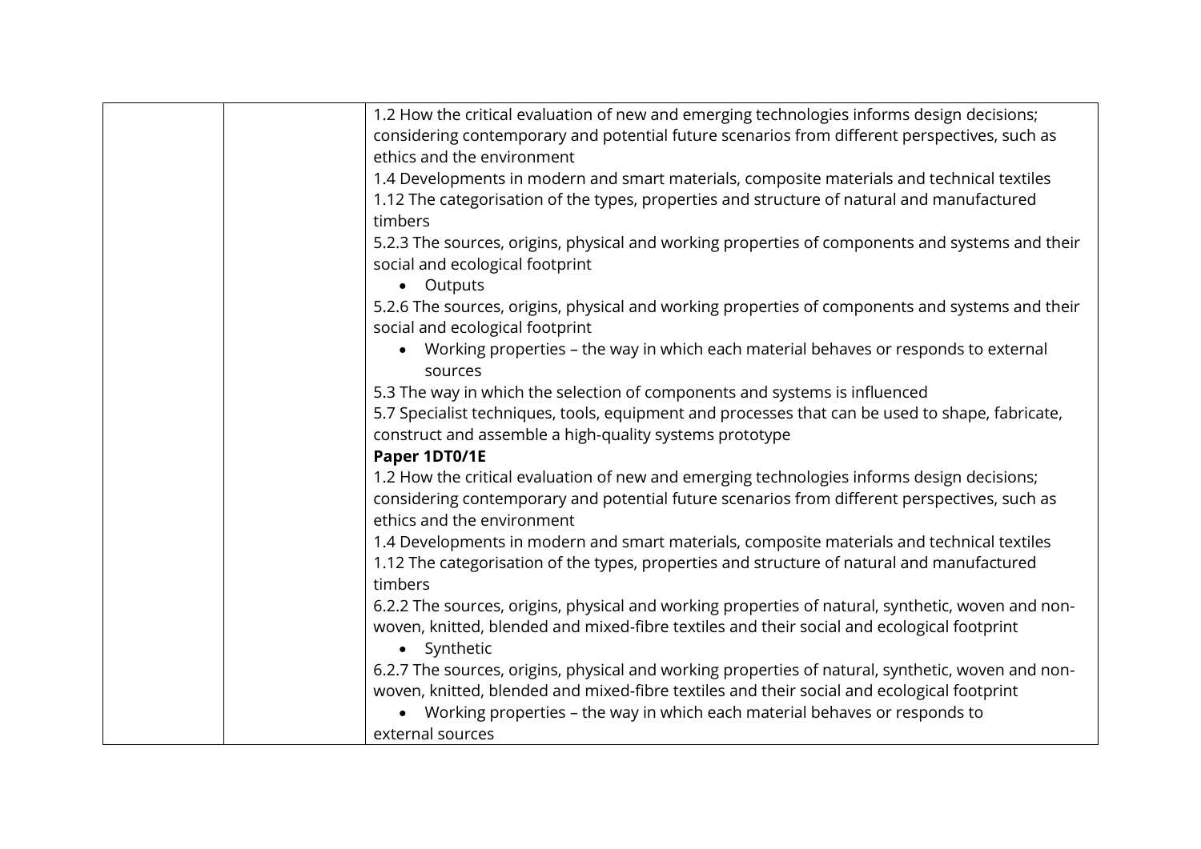| | | |
|---|---|---|
| | | 1.2 How the critical evaluation of new and emerging technologies informs design decisions; considering contemporary and potential future scenarios from different perspectives, such as ethics and the environment<br>1.4 Developments in modern and smart materials, composite materials and technical textiles<br>1.12 The categorisation of the types, properties and structure of natural and manufactured timbers<br>5.2.3 The sources, origins, physical and working properties of components and systems and their social and ecological footprint<br>• Outputs<br>5.2.6 The sources, origins, physical and working properties of components and systems and their social and ecological footprint<br>• Working properties – the way in which each material behaves or responds to external sources<br>5.3 The way in which the selection of components and systems is influenced<br>5.7 Specialist techniques, tools, equipment and processes that can be used to shape, fabricate, construct and assemble a high-quality systems prototype<br>**Paper 1DT0/1E**<br>1.2 How the critical evaluation of new and emerging technologies informs design decisions; considering contemporary and potential future scenarios from different perspectives, such as ethics and the environment<br>1.4 Developments in modern and smart materials, composite materials and technical textiles<br>1.12 The categorisation of the types, properties and structure of natural and manufactured timbers<br>6.2.2 The sources, origins, physical and working properties of natural, synthetic, woven and non-woven, knitted, blended and mixed-fibre textiles and their social and ecological footprint<br>• Synthetic<br>6.2.7 The sources, origins, physical and working properties of natural, synthetic, woven and non-woven, knitted, blended and mixed-fibre textiles and their social and ecological footprint<br>• Working properties – the way in which each material behaves or responds to external sources |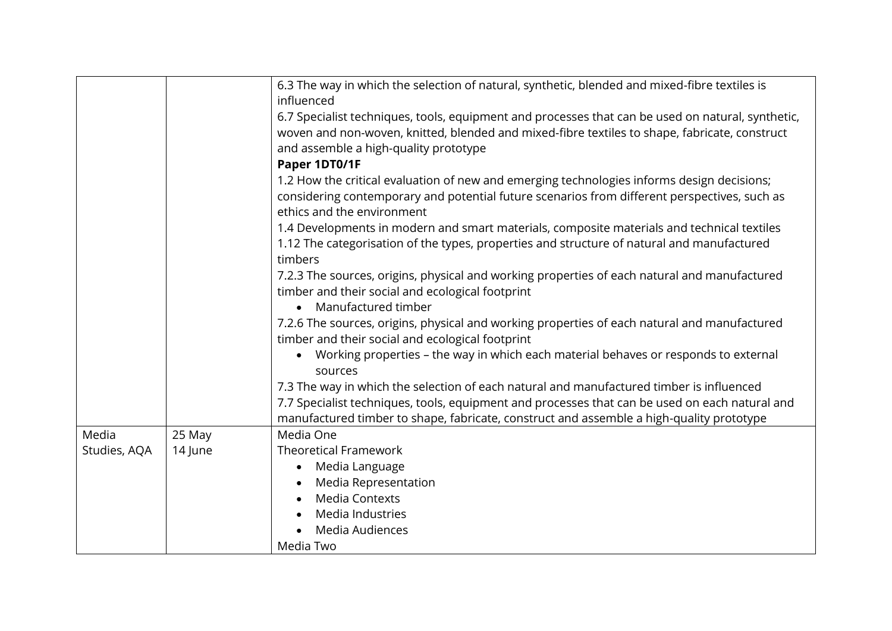| | | |
|---|---|---|
| | | 6.3 The way in which the selection of natural, synthetic, blended and mixed-fibre textiles is influenced<br>6.7 Specialist techniques, tools, equipment and processes that can be used on natural, synthetic, woven and non-woven, knitted, blended and mixed-fibre textiles to shape, fabricate, construct and assemble a high-quality prototype<br>**Paper 1DT0/1F**<br>1.2 How the critical evaluation of new and emerging technologies informs design decisions; considering contemporary and potential future scenarios from different perspectives, such as ethics and the environment<br>1.4 Developments in modern and smart materials, composite materials and technical textiles<br>1.12 The categorisation of the types, properties and structure of natural and manufactured timbers<br>7.2.3 The sources, origins, physical and working properties of each natural and manufactured timber and their social and ecological footprint<br>• Manufactured timber<br>7.2.6 The sources, origins, physical and working properties of each natural and manufactured timber and their social and ecological footprint<br>• Working properties – the way in which each material behaves or responds to external sources<br>7.3 The way in which the selection of each natural and manufactured timber is influenced<br>7.7 Specialist techniques, tools, equipment and processes that can be used on each natural and manufactured timber to shape, fabricate, construct and assemble a high-quality prototype |
| Media Studies, AQA | 25 May<br>14 June | Media One<br>Theoretical Framework<br>• Media Language<br>• Media Representation<br>• Media Contexts<br>• Media Industries<br>• Media Audiences<br>Media Two |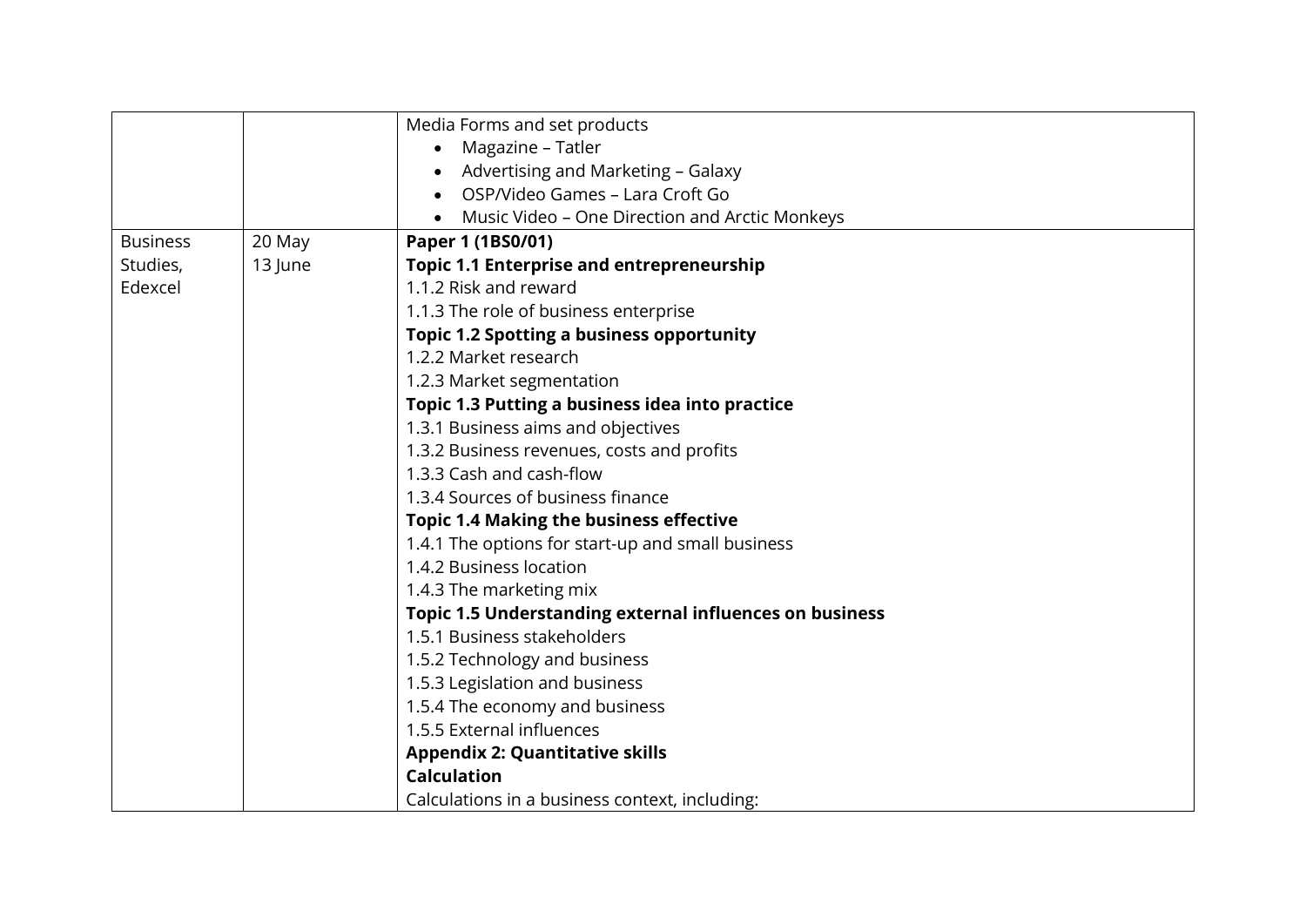| | | |
|---|---|---|
| | | Media Forms and set products<br>• Magazine – Tatler<br>• Advertising and Marketing – Galaxy<br>• OSP/Video Games – Lara Croft Go<br>• Music Video – One Direction and Arctic Monkeys |
| Business Studies, Edexcel | 20 May<br>13 June | **Paper 1 (1BS0/01)**<br>**Topic 1.1 Enterprise and entrepreneurship**<br>1.1.2 Risk and reward<br>1.1.3 The role of business enterprise<br>**Topic 1.2 Spotting a business opportunity**<br>1.2.2 Market research<br>1.2.3 Market segmentation<br>**Topic 1.3 Putting a business idea into practice**<br>1.3.1 Business aims and objectives<br>1.3.2 Business revenues, costs and profits<br>1.3.3 Cash and cash-flow<br>1.3.4 Sources of business finance<br>**Topic 1.4 Making the business effective**<br>1.4.1 The options for start-up and small business<br>1.4.2 Business location<br>1.4.3 The marketing mix<br>**Topic 1.5 Understanding external influences on business**<br>1.5.1 Business stakeholders<br>1.5.2 Technology and business<br>1.5.3 Legislation and business<br>1.5.4 The economy and business<br>1.5.5 External influences<br>**Appendix 2: Quantitative skills**<br>**Calculation**<br>Calculations in a business context, including: |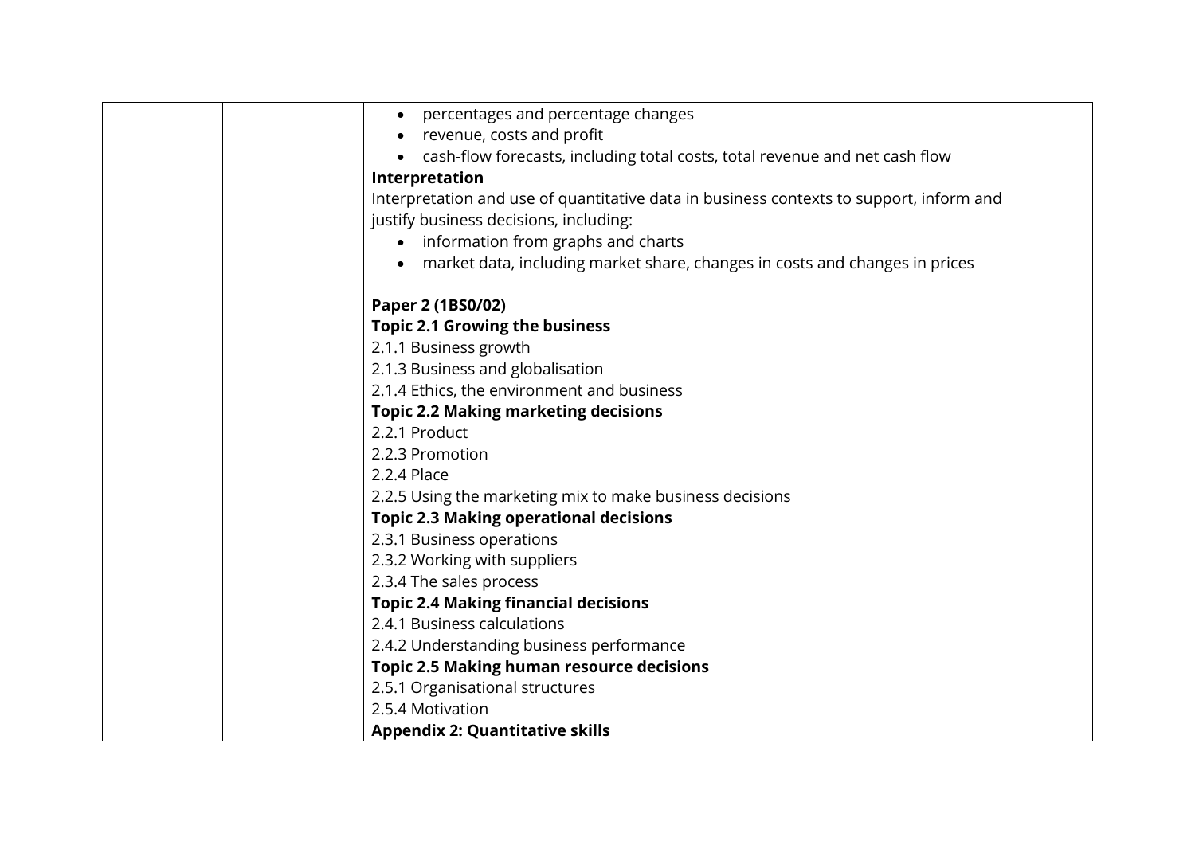| | | • percentages and percentage changes<br>• revenue, costs and profit<br>• cash-flow forecasts, including total costs, total revenue and net cash flow<br>**Interpretation**<br>Interpretation and use of quantitative data in business contexts to support, inform and justify business decisions, including:<br>• information from graphs and charts<br>• market data, including market share, changes in costs and changes in prices<br><br>**Paper 2 (1BS0/02)**<br>**Topic 2.1 Growing the business**<br>2.1.1 Business growth<br>2.1.3 Business and globalisation<br>2.1.4 Ethics, the environment and business<br>**Topic 2.2 Making marketing decisions**<br>2.2.1 Product<br>2.2.3 Promotion<br>2.2.4 Place<br>2.2.5 Using the marketing mix to make business decisions<br>**Topic 2.3 Making operational decisions**<br>2.3.1 Business operations<br>2.3.2 Working with suppliers<br>2.3.4 The sales process<br>**Topic 2.4 Making financial decisions**<br>2.4.1 Business calculations<br>2.4.2 Understanding business performance<br>**Topic 2.5 Making human resource decisions**<br>2.5.1 Organisational structures<br>2.5.4 Motivation<br>**Appendix 2: Quantitative skills** |
|---|---|---|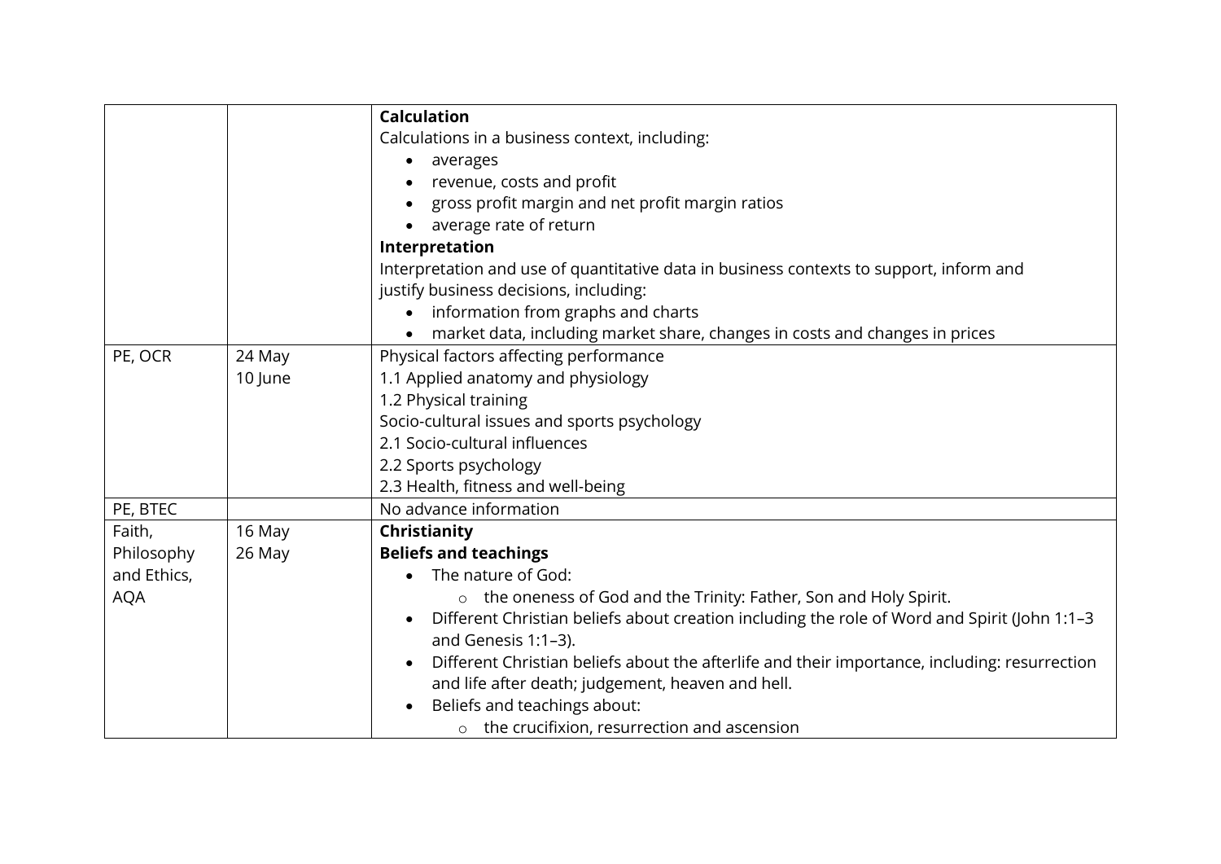|  |  |  |
|---|---|---|
|  |  | **Calculation**<br>Calculations in a business context, including:<br>• averages<br>• revenue, costs and profit<br>• gross profit margin and net profit margin ratios<br>• average rate of return<br>**Interpretation**<br>Interpretation and use of quantitative data in business contexts to support, inform and justify business decisions, including:<br>• information from graphs and charts<br>• market data, including market share, changes in costs and changes in prices |
| PE, OCR | 24 May<br>10 June | Physical factors affecting performance<br>1.1 Applied anatomy and physiology<br>1.2 Physical training<br>Socio-cultural issues and sports psychology<br>2.1 Socio-cultural influences<br>2.2 Sports psychology<br>2.3 Health, fitness and well-being |
| PE, BTEC |  | No advance information |
| Faith, Philosophy and Ethics, AQA | 16 May<br>26 May | **Christianity**<br>**Beliefs and teachings**<br>• The nature of God:<br>  ○ the oneness of God and the Trinity: Father, Son and Holy Spirit.<br>• Different Christian beliefs about creation including the role of Word and Spirit (John 1:1–3 and Genesis 1:1–3).<br>• Different Christian beliefs about the afterlife and their importance, including: resurrection and life after death; judgement, heaven and hell.<br>• Beliefs and teachings about:<br>  ○ the crucifixion, resurrection and ascension |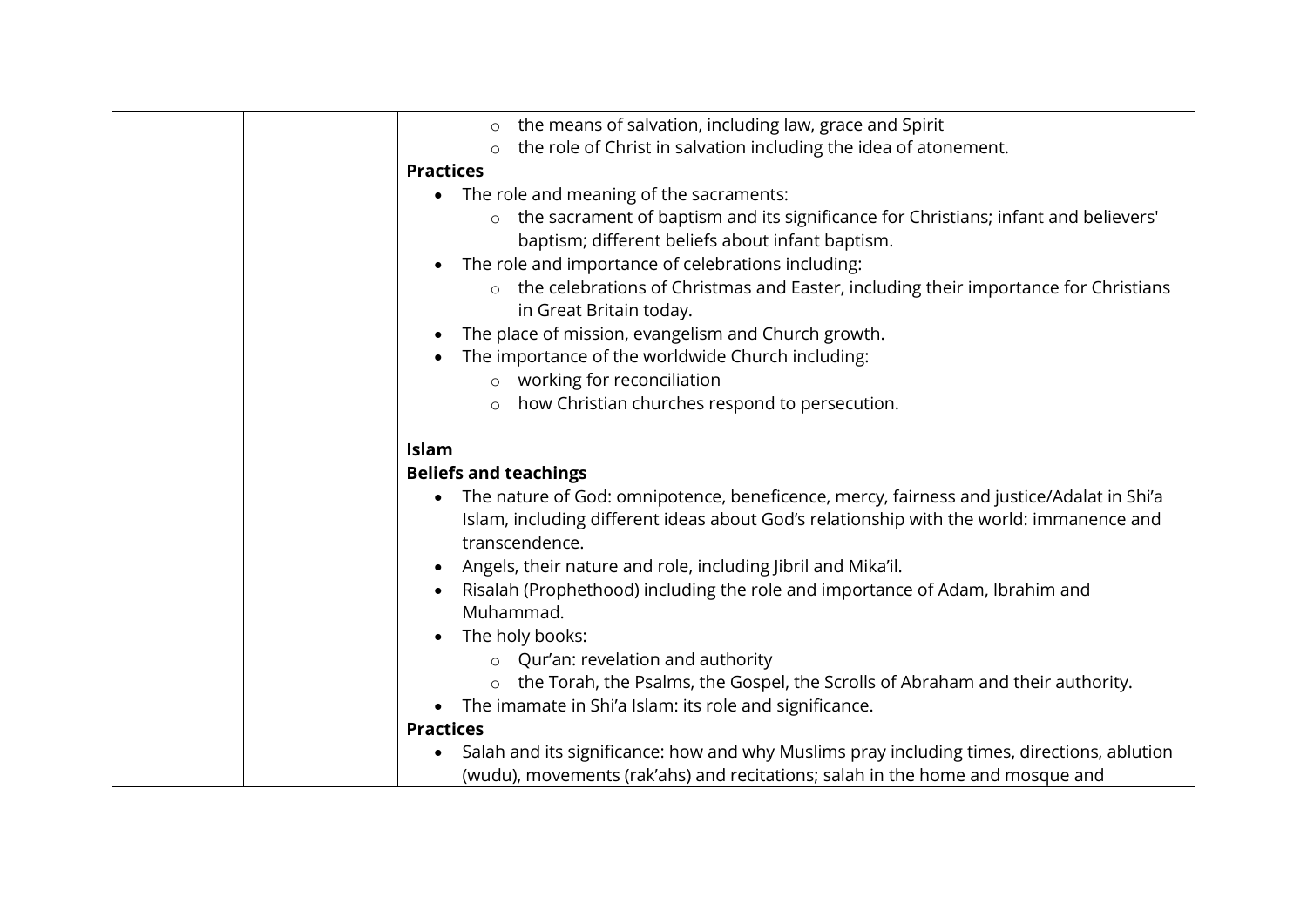| | | - the means of salvation, including law, grace and Spirit<br>- the role of Christ in salvation including the idea of atonement.<br>**Practices**<br>• The role and meaning of the sacraments:<br>  - the sacrament of baptism and its significance for Christians; infant and believers' baptism; different beliefs about infant baptism.<br>• The role and importance of celebrations including:<br>  - the celebrations of Christmas and Easter, including their importance for Christians in Great Britain today.<br>• The place of mission, evangelism and Church growth.<br>• The importance of the worldwide Church including:<br>  - working for reconciliation<br>  - how Christian churches respond to persecution.<br><br>**Islam**<br>**Beliefs and teachings**<br>• The nature of God: omnipotence, beneficence, mercy, fairness and justice/Adalat in Shi'a Islam, including different ideas about God's relationship with the world: immanence and transcendence.<br>• Angels, their nature and role, including Jibril and Mika'il.<br>• Risalah (Prophethood) including the role and importance of Adam, Ibrahim and Muhammad.<br>• The holy books:<br>  - Qur'an: revelation and authority<br>  - the Torah, the Psalms, the Gospel, the Scrolls of Abraham and their authority.<br>• The imamate in Shi'a Islam: its role and significance.<br>**Practices**<br>• Salah and its significance: how and why Muslims pray including times, directions, ablution (wudu), movements (rak'ahs) and recitations; salah in the home and mosque and |
|---|---|---|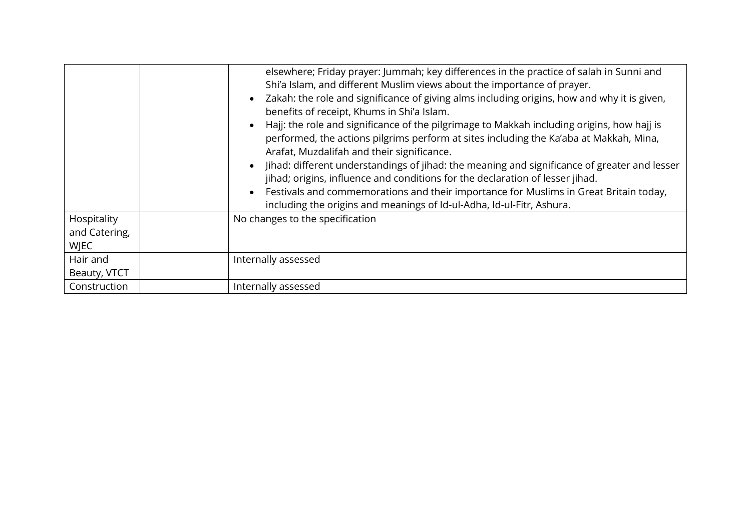| | | |
|---|---|---|
| | | elsewhere; Friday prayer: Jummah; key differences in the practice of salah in Sunni and Shi'a Islam, and different Muslim views about the importance of prayer.<br>• Zakah: the role and significance of giving alms including origins, how and why it is given, benefits of receipt, Khums in Shi'a Islam.<br>• Hajj: the role and significance of the pilgrimage to Makkah including origins, how hajj is performed, the actions pilgrims perform at sites including the Ka'aba at Makkah, Mina, Arafat, Muzdalifah and their significance.<br>• Jihad: different understandings of jihad: the meaning and significance of greater and lesser jihad; origins, influence and conditions for the declaration of lesser jihad.<br>• Festivals and commemorations and their importance for Muslims in Great Britain today, including the origins and meanings of Id-ul-Adha, Id-ul-Fitr, Ashura. |
| Hospitality and Catering, WJEC | | No changes to the specification |
| Hair and Beauty, VTCT | | Internally assessed |
| Construction | | Internally assessed |